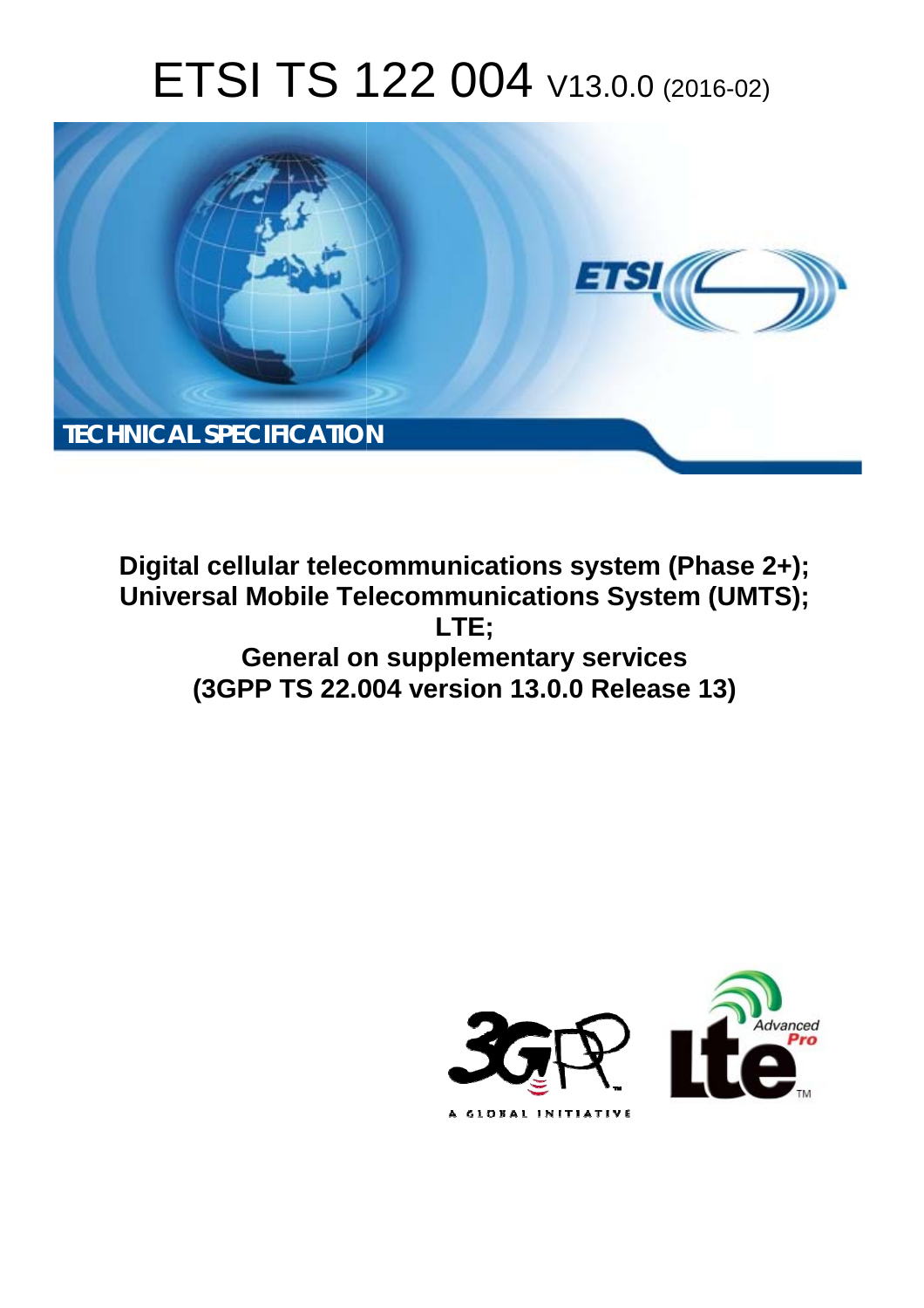# ETSI TS 122 004 V13.0.0 (2016-02)

TECHNICAL SPECIFICATION

**Digital cellular telecommunications system (Phase 2+);**
**Universal Mobile Telecommunications System (UMTS);**
**LTE;**
**General on supplementary services**
**(3GPP TS 22.004 version 13.0.0 Release 13)**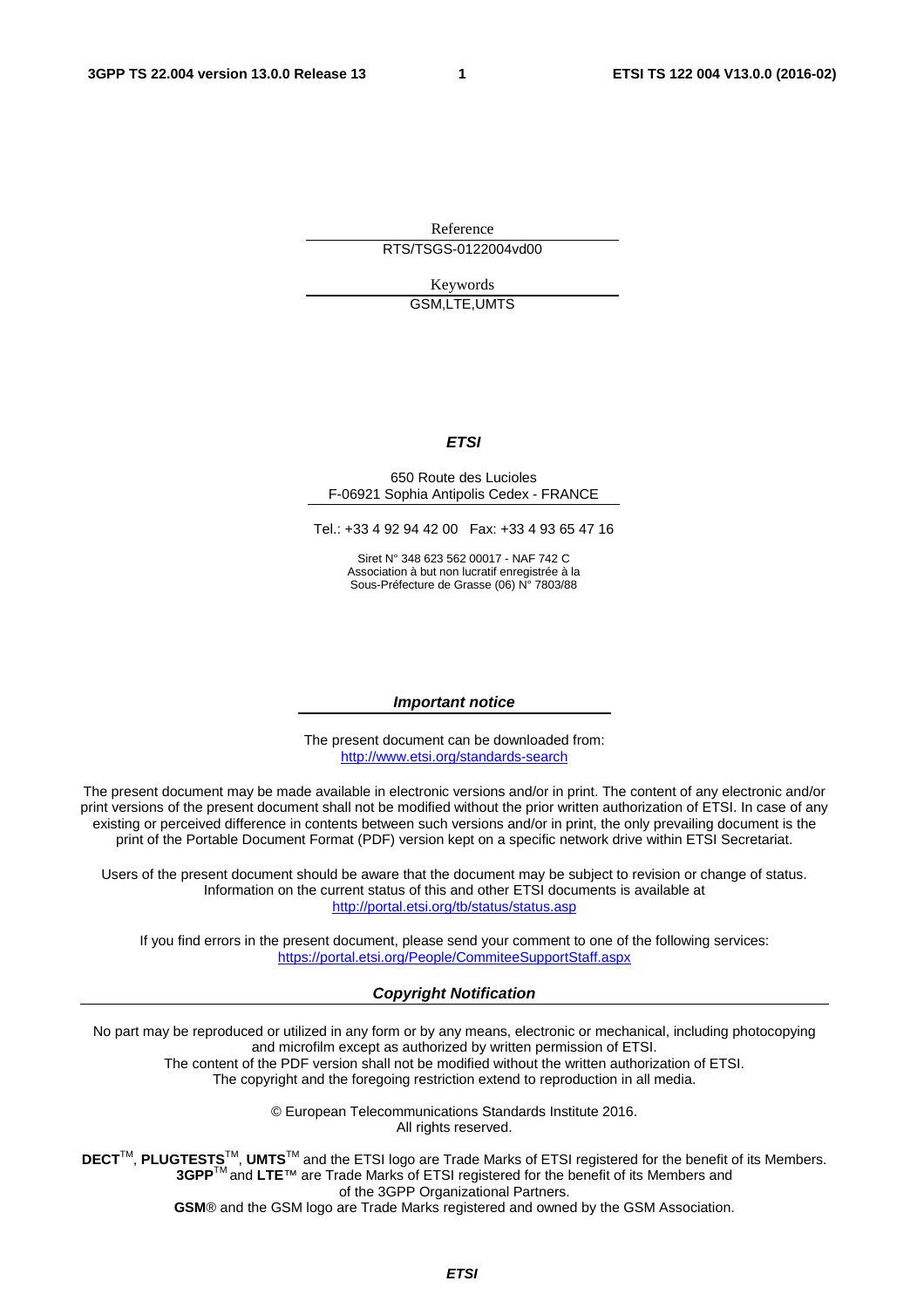Reference

RTS/TSGS-0122004vd00

Keywords

GSM,LTE,UMTS

***ETSI***

650 Route des Lucioles
F-06921 Sophia Antipolis Cedex - FRANCE

Tel.: +33 4 92 94 42 00 Fax: +33 4 93 65 47 16

Siret N° 348 623 562 00017 - NAF 742 C
Association à but non lucratif enregistrée à la
Sous-Préfecture de Grasse (06) N° 7803/88

***Important notice***

The present document can be downloaded from:
http://www.etsi.org/standards-search

The present document may be made available in electronic versions and/or in print. The content of any electronic and/or print versions of the present document shall not be modified without the prior written authorization of ETSI. In case of any existing or perceived difference in contents between such versions and/or in print, the only prevailing document is the print of the Portable Document Format (PDF) version kept on a specific network drive within ETSI Secretariat.

Users of the present document should be aware that the document may be subject to revision or change of status. Information on the current status of this and other ETSI documents is available at
http://portal.etsi.org/tb/status/status.asp

If you find errors in the present document, please send your comment to one of the following services:
https://portal.etsi.org/People/CommiteeSupportStaff.aspx

***Copyright Notification***

No part may be reproduced or utilized in any form or by any means, electronic or mechanical, including photocopying and microfilm except as authorized by written permission of ETSI.
The content of the PDF version shall not be modified without the written authorization of ETSI.
The copyright and the foregoing restriction extend to reproduction in all media.

© European Telecommunications Standards Institute 2016.
All rights reserved.

**DECT**™, **PLUGTESTS**™, **UMTS**™ and the ETSI logo are Trade Marks of ETSI registered for the benefit of its Members.
**3GPP**™ and **LTE**™ are Trade Marks of ETSI registered for the benefit of its Members and of the 3GPP Organizational Partners.
**GSM**® and the GSM logo are Trade Marks registered and owned by the GSM Association.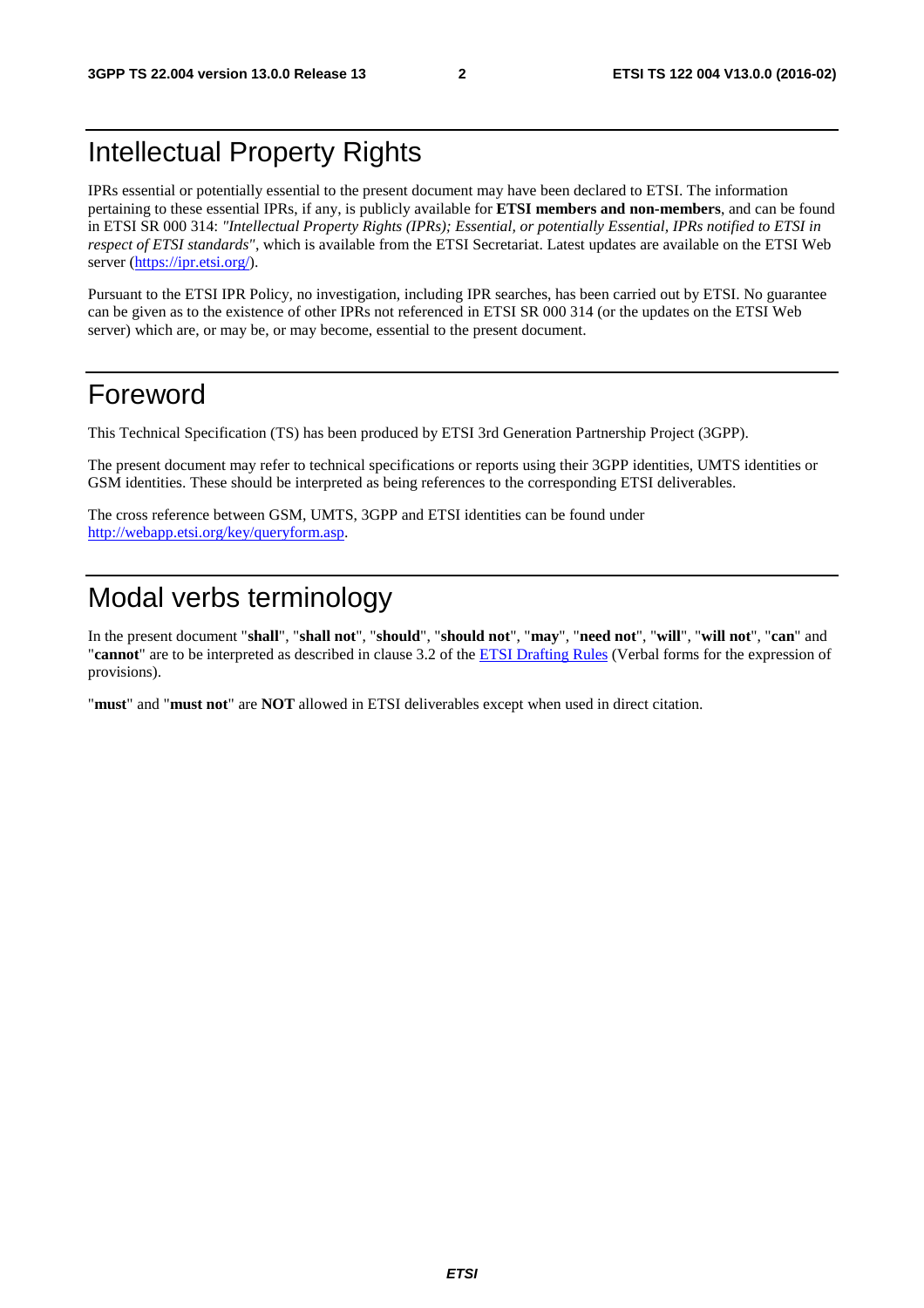# Intellectual Property Rights

IPRs essential or potentially essential to the present document may have been declared to ETSI. The information pertaining to these essential IPRs, if any, is publicly available for **ETSI members and non-members**, and can be found in ETSI SR 000 314: *"Intellectual Property Rights (IPRs); Essential, or potentially Essential, IPRs notified to ETSI in respect of ETSI standards"*, which is available from the ETSI Secretariat. Latest updates are available on the ETSI Web server (https://ipr.etsi.org/).

Pursuant to the ETSI IPR Policy, no investigation, including IPR searches, has been carried out by ETSI. No guarantee can be given as to the existence of other IPRs not referenced in ETSI SR 000 314 (or the updates on the ETSI Web server) which are, or may be, or may become, essential to the present document.

# Foreword

This Technical Specification (TS) has been produced by ETSI 3rd Generation Partnership Project (3GPP).

The present document may refer to technical specifications or reports using their 3GPP identities, UMTS identities or GSM identities. These should be interpreted as being references to the corresponding ETSI deliverables.

The cross reference between GSM, UMTS, 3GPP and ETSI identities can be found under http://webapp.etsi.org/key/queryform.asp.

# Modal verbs terminology

In the present document "**shall**", "**shall not**", "**should**", "**should not**", "**may**", "**need not**", "**will**", "**will not**", "**can**" and "**cannot**" are to be interpreted as described in clause 3.2 of the ETSI Drafting Rules (Verbal forms for the expression of provisions).

"**must**" and "**must not**" are **NOT** allowed in ETSI deliverables except when used in direct citation.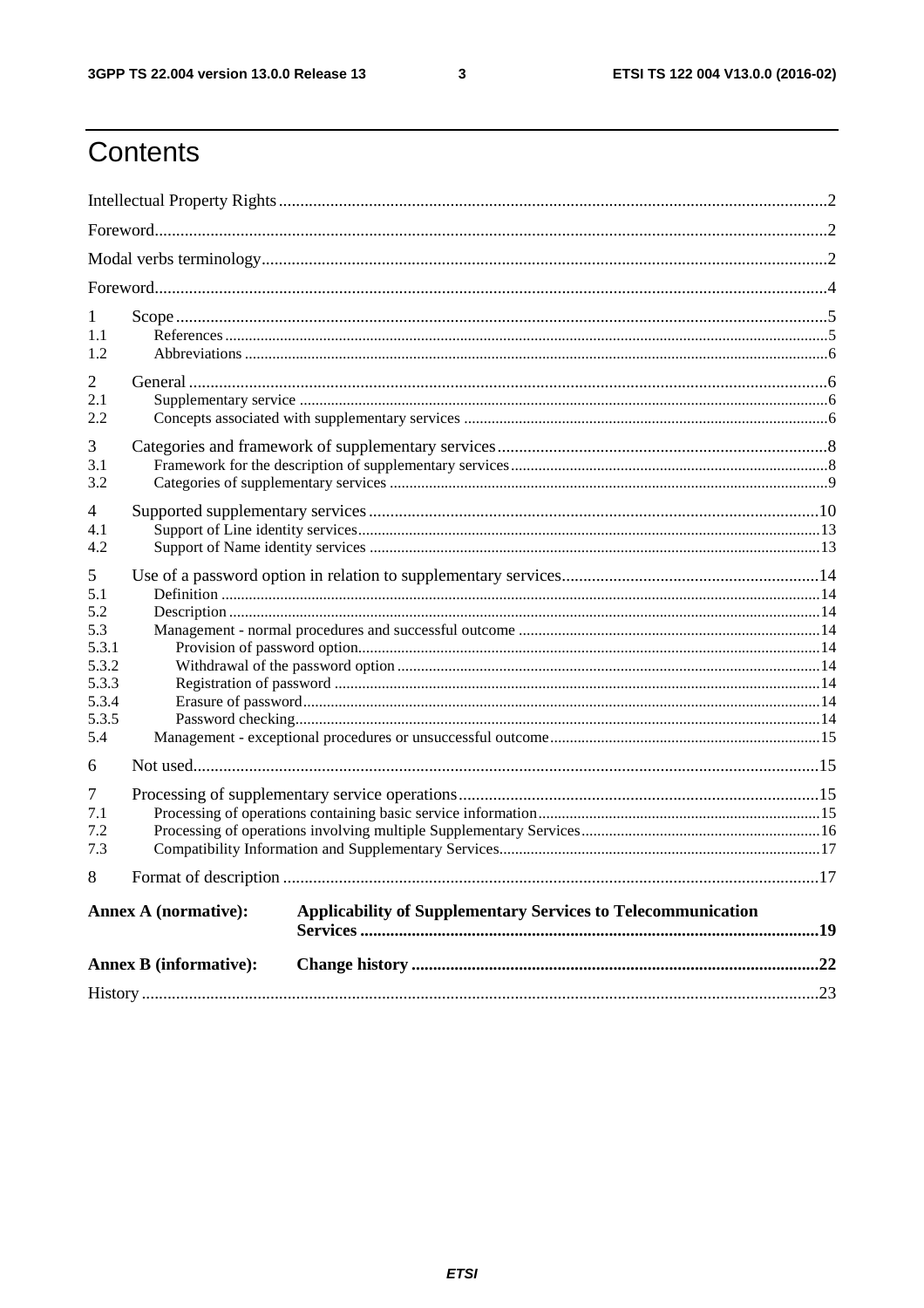# Contents

Intellectual Property Rights ... 2

Foreword ... 2

Modal verbs terminology ... 2

Foreword ... 4

1 Scope ... 5
- 1.1 References ... 5
- 1.2 Abbreviations ... 6

2 General ... 6
- 2.1 Supplementary service ... 6
- 2.2 Concepts associated with supplementary services ... 6

3 Categories and framework of supplementary services ... 8
- 3.1 Framework for the description of supplementary services ... 8
- 3.2 Categories of supplementary services ... 9

4 Supported supplementary services ... 10
- 4.1 Support of Line identity services ... 13
- 4.2 Support of Name identity services ... 13

5 Use of a password option in relation to supplementary services ... 14
- 5.1 Definition ... 14
- 5.2 Description ... 14
- 5.3 Management - normal procedures and successful outcome ... 14
  - 5.3.1 Provision of password option ... 14
  - 5.3.2 Withdrawal of the password option ... 14
  - 5.3.3 Registration of password ... 14
  - 5.3.4 Erasure of password ... 14
  - 5.3.5 Password checking ... 14
- 5.4 Management - exceptional procedures or unsuccessful outcome ... 15

6 Not used ... 15

7 Processing of supplementary service operations ... 15
- 7.1 Processing of operations containing basic service information ... 15
- 7.2 Processing of operations involving multiple Supplementary Services ... 16
- 7.3 Compatibility Information and Supplementary Services ... 17

8 Format of description ... 17

**Annex A (normative): Applicability of Supplementary Services to Telecommunication Services ... 19**

**Annex B (informative): Change history ... 22**

History ... 23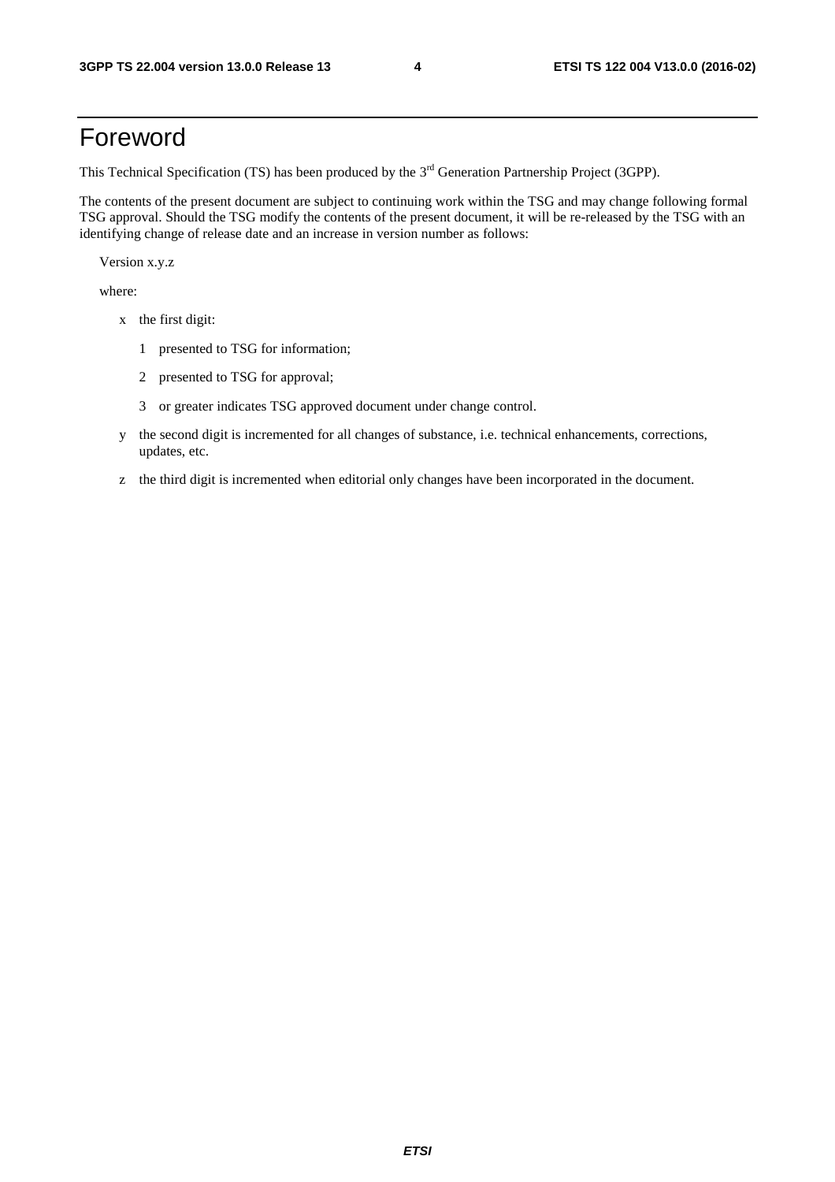# Foreword

This Technical Specification (TS) has been produced by the 3rd Generation Partnership Project (3GPP).

The contents of the present document are subject to continuing work within the TSG and may change following formal TSG approval. Should the TSG modify the contents of the present document, it will be re-released by the TSG with an identifying change of release date and an increase in version number as follows:

Version x.y.z

where:

- x the first digit:
  - 1 presented to TSG for information;
  - 2 presented to TSG for approval;
  - 3 or greater indicates TSG approved document under change control.
- y the second digit is incremented for all changes of substance, i.e. technical enhancements, corrections, updates, etc.
- z the third digit is incremented when editorial only changes have been incorporated in the document.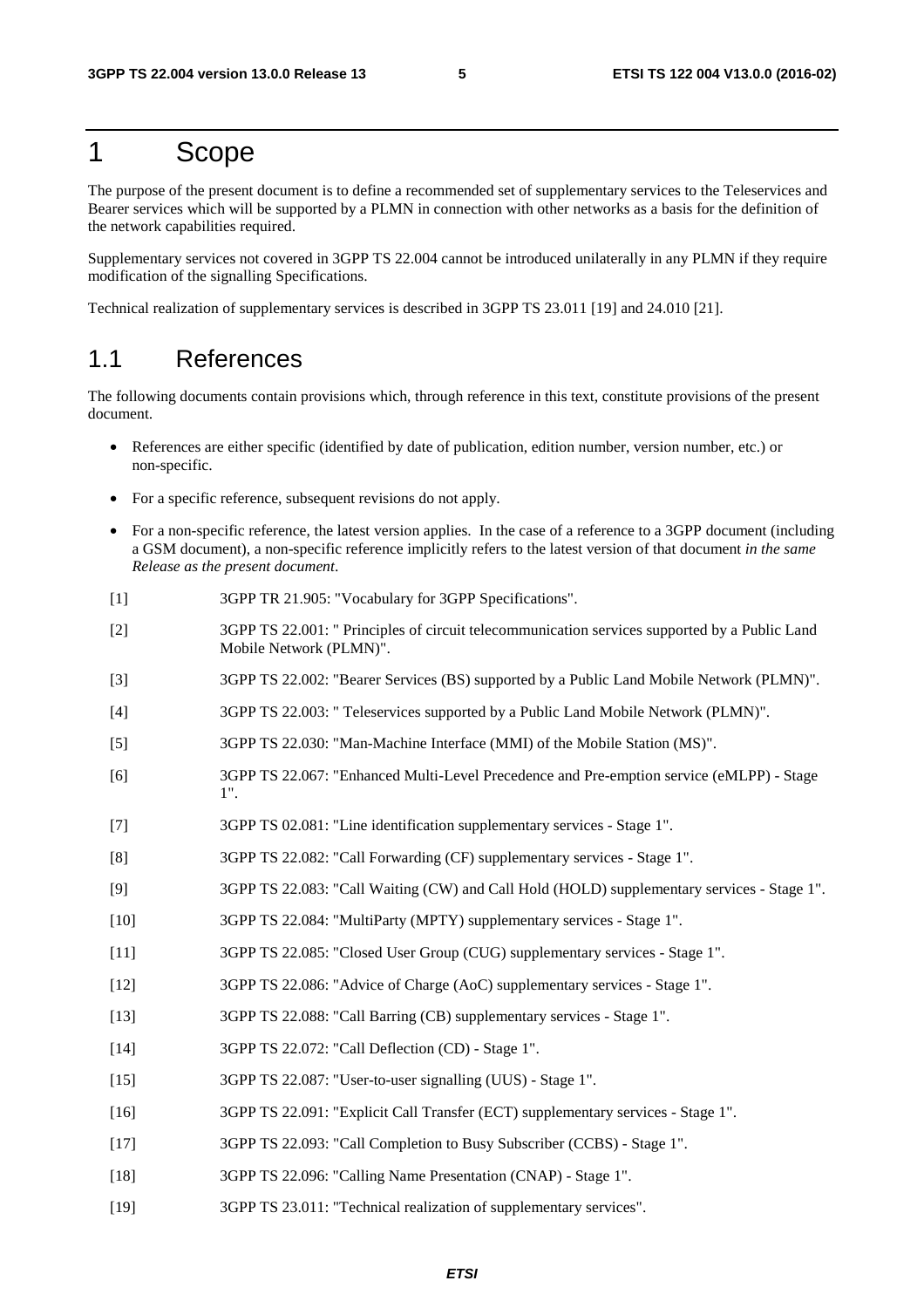# 1 Scope

The purpose of the present document is to define a recommended set of supplementary services to the Teleservices and Bearer services which will be supported by a PLMN in connection with other networks as a basis for the definition of the network capabilities required.

Supplementary services not covered in 3GPP TS 22.004 cannot be introduced unilaterally in any PLMN if they require modification of the signalling Specifications.

Technical realization of supplementary services is described in 3GPP TS 23.011 [19] and 24.010 [21].

## 1.1 References

The following documents contain provisions which, through reference in this text, constitute provisions of the present document.

- References are either specific (identified by date of publication, edition number, version number, etc.) or non-specific.
- For a specific reference, subsequent revisions do not apply.
- For a non-specific reference, the latest version applies. In the case of a reference to a 3GPP document (including a GSM document), a non-specific reference implicitly refers to the latest version of that document *in the same Release as the present document*.

[1] 3GPP TR 21.905: "Vocabulary for 3GPP Specifications".

[2] 3GPP TS 22.001: " Principles of circuit telecommunication services supported by a Public Land Mobile Network (PLMN)".

[3] 3GPP TS 22.002: "Bearer Services (BS) supported by a Public Land Mobile Network (PLMN)".

[4] 3GPP TS 22.003: " Teleservices supported by a Public Land Mobile Network (PLMN)".

[5] 3GPP TS 22.030: "Man-Machine Interface (MMI) of the Mobile Station (MS)".

[6] 3GPP TS 22.067: "Enhanced Multi-Level Precedence and Pre-emption service (eMLPP) - Stage 1".

[7] 3GPP TS 02.081: "Line identification supplementary services - Stage 1".

[8] 3GPP TS 22.082: "Call Forwarding (CF) supplementary services - Stage 1".

[9] 3GPP TS 22.083: "Call Waiting (CW) and Call Hold (HOLD) supplementary services - Stage 1".

[10] 3GPP TS 22.084: "MultiParty (MPTY) supplementary services - Stage 1".

[11] 3GPP TS 22.085: "Closed User Group (CUG) supplementary services - Stage 1".

[12] 3GPP TS 22.086: "Advice of Charge (AoC) supplementary services - Stage 1".

[13] 3GPP TS 22.088: "Call Barring (CB) supplementary services - Stage 1".

[14] 3GPP TS 22.072: "Call Deflection (CD) - Stage 1".

[15] 3GPP TS 22.087: "User-to-user signalling (UUS) - Stage 1".

[16] 3GPP TS 22.091: "Explicit Call Transfer (ECT) supplementary services - Stage 1".

[17] 3GPP TS 22.093: "Call Completion to Busy Subscriber (CCBS) - Stage 1".

[18] 3GPP TS 22.096: "Calling Name Presentation (CNAP) - Stage 1".

[19] 3GPP TS 23.011: "Technical realization of supplementary services".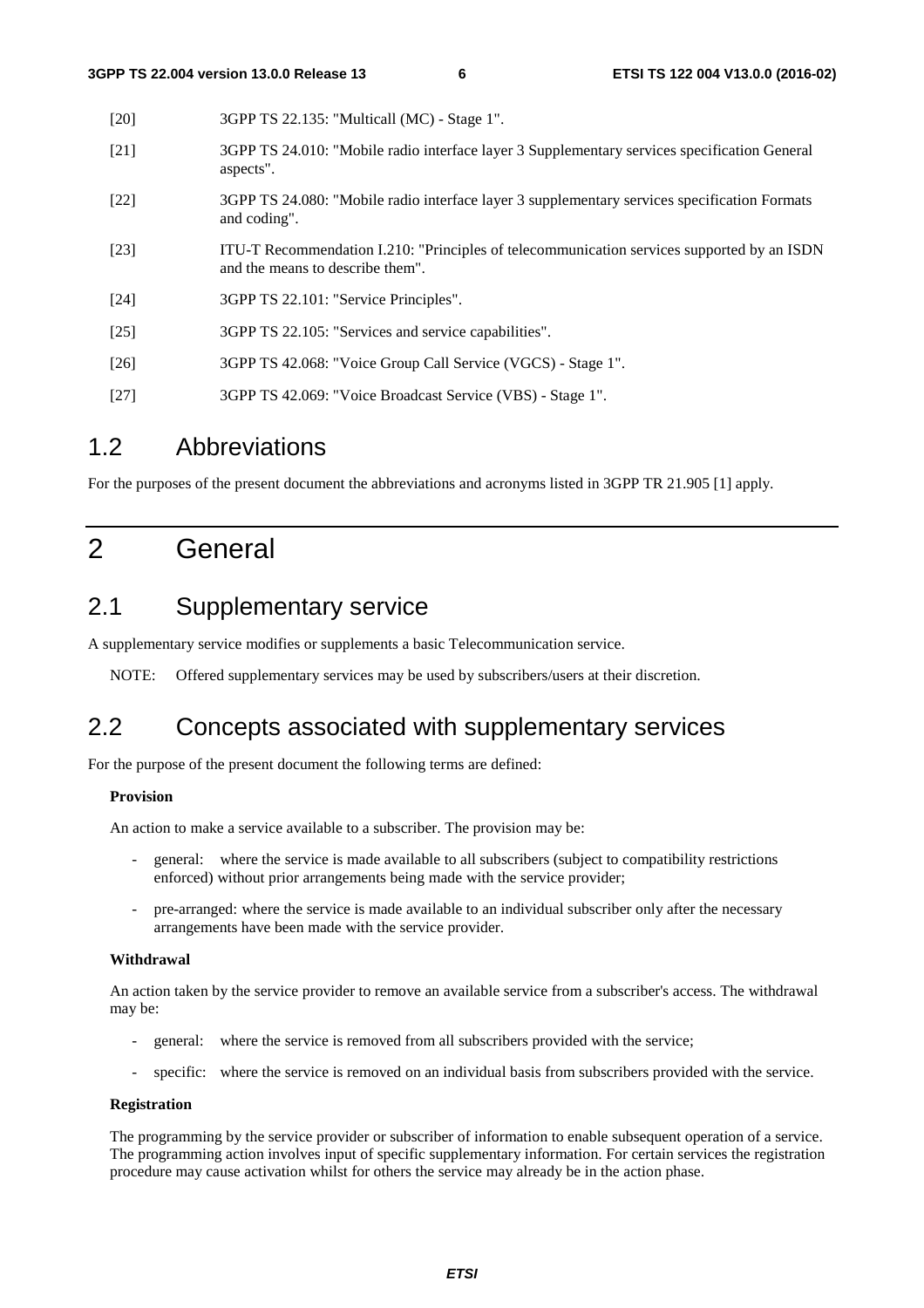[20] 3GPP TS 22.135: "Multicall (MC) - Stage 1".

[21] 3GPP TS 24.010: "Mobile radio interface layer 3 Supplementary services specification General aspects".

[22] 3GPP TS 24.080: "Mobile radio interface layer 3 supplementary services specification Formats and coding".

[23] ITU-T Recommendation I.210: "Principles of telecommunication services supported by an ISDN and the means to describe them".

[24] 3GPP TS 22.101: "Service Principles".

[25] 3GPP TS 22.105: "Services and service capabilities".

[26] 3GPP TS 42.068: "Voice Group Call Service (VGCS) - Stage 1".

[27] 3GPP TS 42.069: "Voice Broadcast Service (VBS) - Stage 1".

## 1.2 Abbreviations

For the purposes of the present document the abbreviations and acronyms listed in 3GPP TR 21.905 [1] apply.

# 2 General

## 2.1 Supplementary service

A supplementary service modifies or supplements a basic Telecommunication service.

NOTE: Offered supplementary services may be used by subscribers/users at their discretion.

## 2.2 Concepts associated with supplementary services

For the purpose of the present document the following terms are defined:

**Provision**

An action to make a service available to a subscriber. The provision may be:

- general: where the service is made available to all subscribers (subject to compatibility restrictions enforced) without prior arrangements being made with the service provider;
- pre-arranged: where the service is made available to an individual subscriber only after the necessary arrangements have been made with the service provider.

**Withdrawal**

An action taken by the service provider to remove an available service from a subscriber's access. The withdrawal may be:

- general: where the service is removed from all subscribers provided with the service;
- specific: where the service is removed on an individual basis from subscribers provided with the service.

**Registration**

The programming by the service provider or subscriber of information to enable subsequent operation of a service. The programming action involves input of specific supplementary information. For certain services the registration procedure may cause activation whilst for others the service may already be in the action phase.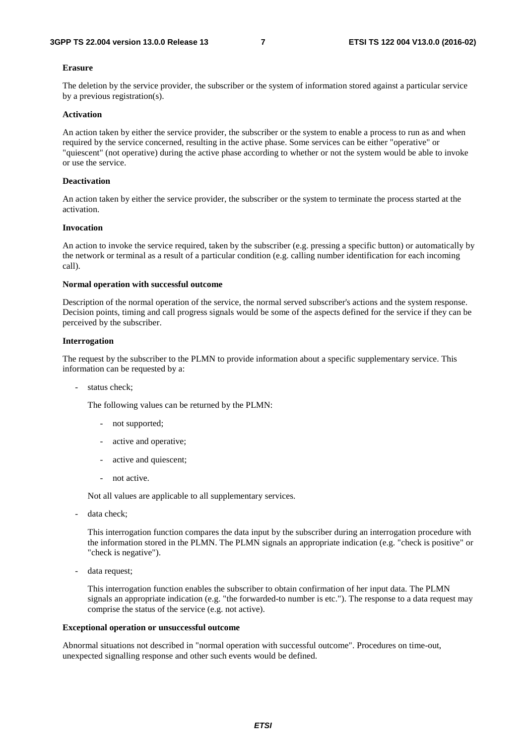**Erasure**

The deletion by the service provider, the subscriber or the system of information stored against a particular service by a previous registration(s).

**Activation**

An action taken by either the service provider, the subscriber or the system to enable a process to run as and when required by the service concerned, resulting in the active phase. Some services can be either "operative" or "quiescent" (not operative) during the active phase according to whether or not the system would be able to invoke or use the service.

**Deactivation**

An action taken by either the service provider, the subscriber or the system to terminate the process started at the activation.

**Invocation**

An action to invoke the service required, taken by the subscriber (e.g. pressing a specific button) or automatically by the network or terminal as a result of a particular condition (e.g. calling number identification for each incoming call).

**Normal operation with successful outcome**

Description of the normal operation of the service, the normal served subscriber's actions and the system response. Decision points, timing and call progress signals would be some of the aspects defined for the service if they can be perceived by the subscriber.

**Interrogation**

The request by the subscriber to the PLMN to provide information about a specific supplementary service. This information can be requested by a:

- status check;

  The following values can be returned by the PLMN:

  - not supported;
  - active and operative;
  - active and quiescent;
  - not active.

  Not all values are applicable to all supplementary services.

- data check;

  This interrogation function compares the data input by the subscriber during an interrogation procedure with the information stored in the PLMN. The PLMN signals an appropriate indication (e.g. "check is positive" or "check is negative").

- data request;

  This interrogation function enables the subscriber to obtain confirmation of her input data. The PLMN signals an appropriate indication (e.g. "the forwarded-to number is etc."). The response to a data request may comprise the status of the service (e.g. not active).

**Exceptional operation or unsuccessful outcome**

Abnormal situations not described in "normal operation with successful outcome". Procedures on time-out, unexpected signalling response and other such events would be defined.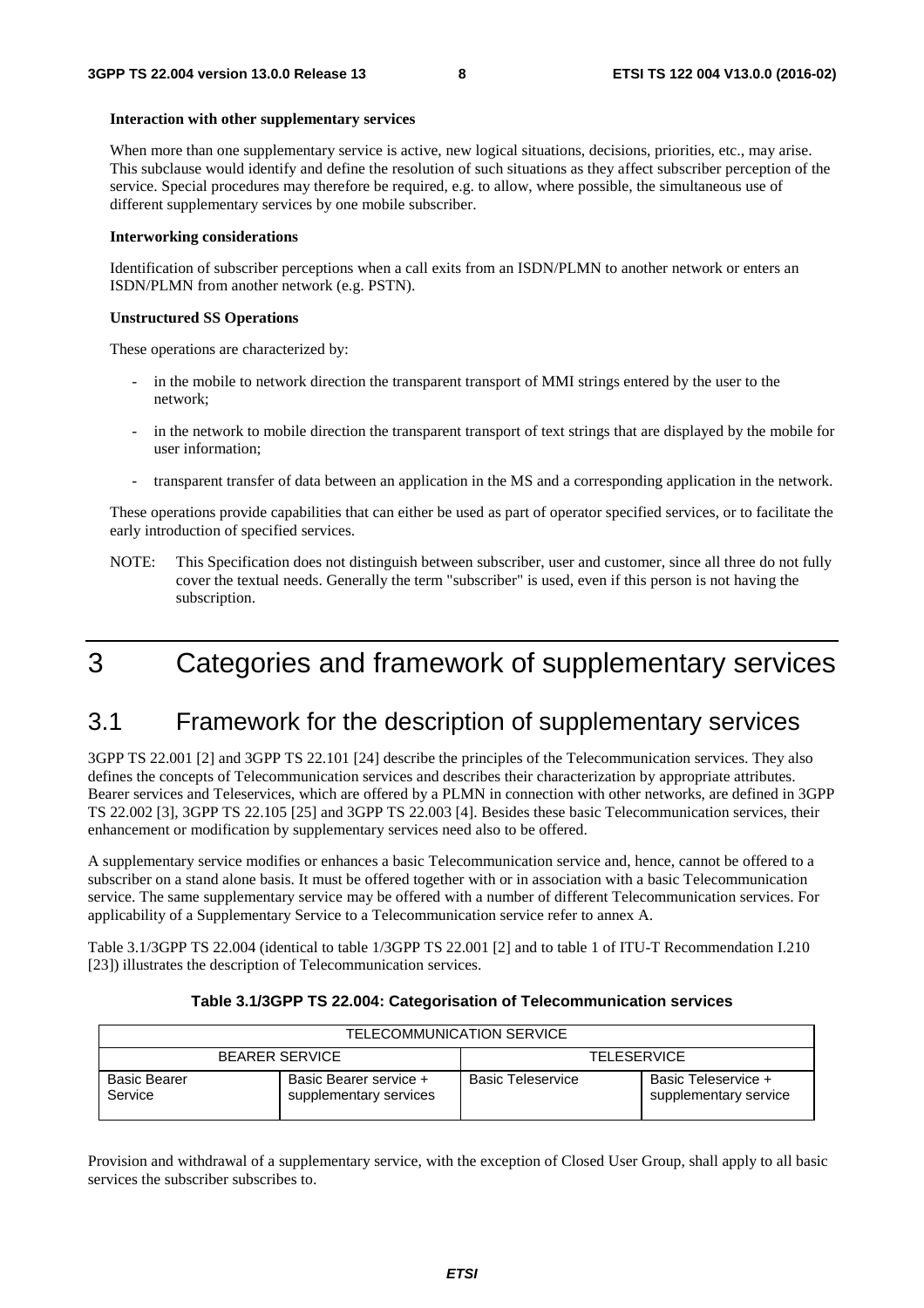**Interaction with other supplementary services**

When more than one supplementary service is active, new logical situations, decisions, priorities, etc., may arise. This subclause would identify and define the resolution of such situations as they affect subscriber perception of the service. Special procedures may therefore be required, e.g. to allow, where possible, the simultaneous use of different supplementary services by one mobile subscriber.

**Interworking considerations**

Identification of subscriber perceptions when a call exits from an ISDN/PLMN to another network or enters an ISDN/PLMN from another network (e.g. PSTN).

**Unstructured SS Operations**

These operations are characterized by:

- in the mobile to network direction the transparent transport of MMI strings entered by the user to the network;
- in the network to mobile direction the transparent transport of text strings that are displayed by the mobile for user information;
- transparent transfer of data between an application in the MS and a corresponding application in the network.

These operations provide capabilities that can either be used as part of operator specified services, or to facilitate the early introduction of specified services.

NOTE: This Specification does not distinguish between subscriber, user and customer, since all three do not fully cover the textual needs. Generally the term "subscriber" is used, even if this person is not having the subscription.

# 3 Categories and framework of supplementary services

## 3.1 Framework for the description of supplementary services

3GPP TS 22.001 [2] and 3GPP TS 22.101 [24] describe the principles of the Telecommunication services. They also defines the concepts of Telecommunication services and describes their characterization by appropriate attributes. Bearer services and Teleservices, which are offered by a PLMN in connection with other networks, are defined in 3GPP TS 22.002 [3], 3GPP TS 22.105 [25] and 3GPP TS 22.003 [4]. Besides these basic Telecommunication services, their enhancement or modification by supplementary services need also to be offered.

A supplementary service modifies or enhances a basic Telecommunication service and, hence, cannot be offered to a subscriber on a stand alone basis. It must be offered together with or in association with a basic Telecommunication service. The same supplementary service may be offered with a number of different Telecommunication services. For applicability of a Supplementary Service to a Telecommunication service refer to annex A.

Table 3.1/3GPP TS 22.004 (identical to table 1/3GPP TS 22.001 [2] and to table 1 of ITU-T Recommendation I.210 [23]) illustrates the description of Telecommunication services.

**Table 3.1/3GPP TS 22.004: Categorisation of Telecommunication services**

| TELECOMMUNICATION SERVICE | | | |
|---|---|---|---|
| BEARER SERVICE | | TELESERVICE | |
| Basic Bearer Service | Basic Bearer service + supplementary services | Basic Teleservice | Basic Teleservice + supplementary service |

Provision and withdrawal of a supplementary service, with the exception of Closed User Group, shall apply to all basic services the subscriber subscribes to.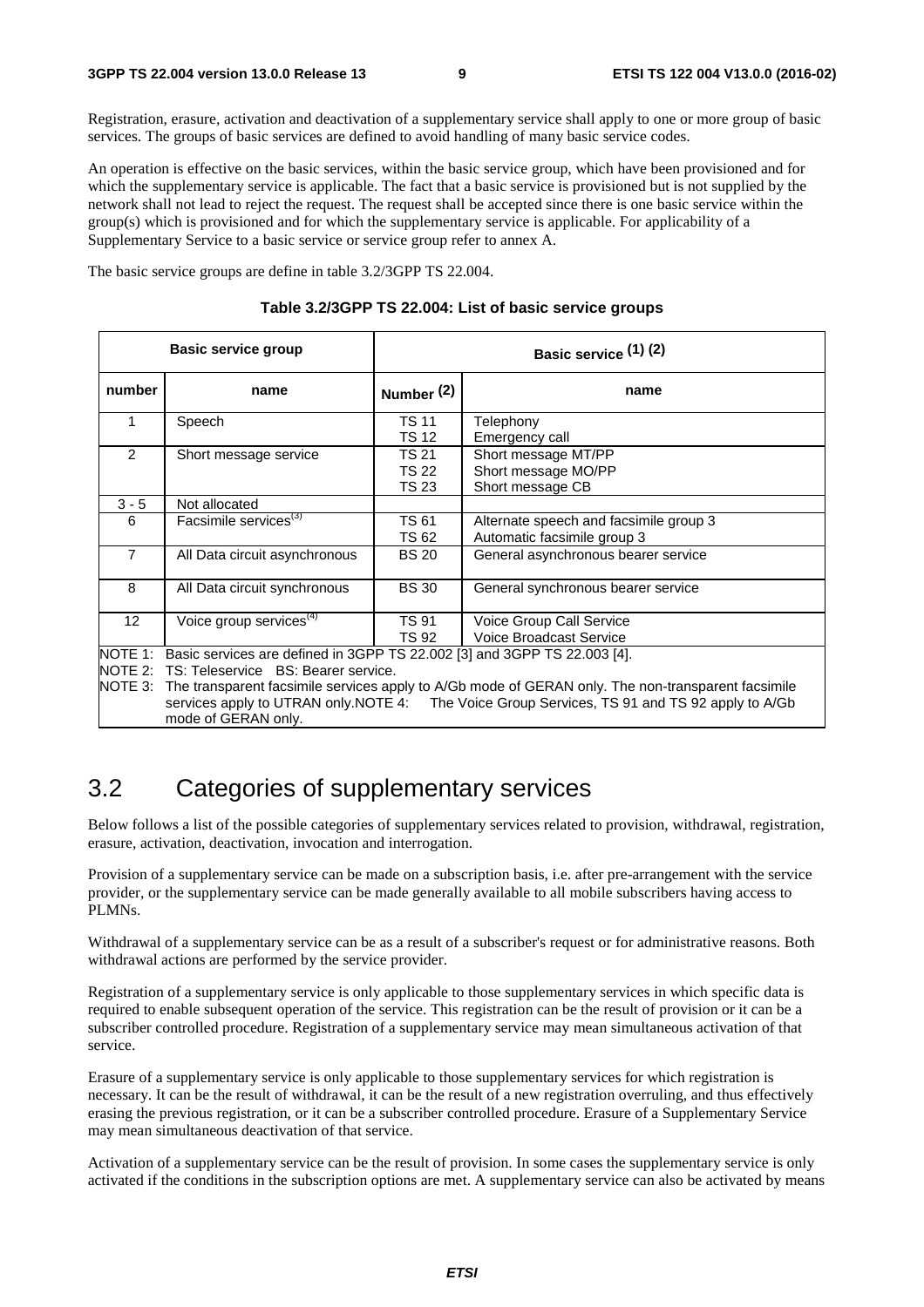Registration, erasure, activation and deactivation of a supplementary service shall apply to one or more group of basic services. The groups of basic services are defined to avoid handling of many basic service codes.

An operation is effective on the basic services, within the basic service group, which have been provisioned and for which the supplementary service is applicable. The fact that a basic service is provisioned but is not supplied by the network shall not lead to reject the request. The request shall be accepted since there is one basic service within the group(s) which is provisioned and for which the supplementary service is applicable. For applicability of a Supplementary Service to a basic service or service group refer to annex A.

The basic service groups are define in table 3.2/3GPP TS 22.004.

**Table 3.2/3GPP TS 22.004: List of basic service groups**

| Basic service group | | Basic service (1) (2) | |
|---|---|---|---|
| **number** | **name** | **Number (2)** | **name** |
| 1 | Speech | TS 11<br>TS 12 | Telephony<br>Emergency call |
| 2 | Short message service | TS 21<br>TS 22<br>TS 23 | Short message MT/PP<br>Short message MO/PP<br>Short message CB |
| 3 - 5 | Not allocated | | |
| 6 | Facsimile services(3) | TS 61<br>TS 62 | Alternate speech and facsimile group 3<br>Automatic facsimile group 3 |
| 7 | All Data circuit asynchronous | BS 20 | General asynchronous bearer service |
| 8 | All Data circuit synchronous | BS 30 | General synchronous bearer service |
| 12 | Voice group services(4) | TS 91<br>TS 92 | Voice Group Call Service<br>Voice Broadcast Service |

NOTE 1: Basic services are defined in 3GPP TS 22.002 [3] and 3GPP TS 22.003 [4].
NOTE 2: TS: Teleservice BS: Bearer service.
NOTE 3: The transparent facsimile services apply to A/Gb mode of GERAN only. The non-transparent facsimile services apply to UTRAN only.NOTE 4: The Voice Group Services, TS 91 and TS 92 apply to A/Gb mode of GERAN only.

## 3.2 Categories of supplementary services

Below follows a list of the possible categories of supplementary services related to provision, withdrawal, registration, erasure, activation, deactivation, invocation and interrogation.

Provision of a supplementary service can be made on a subscription basis, i.e. after pre-arrangement with the service provider, or the supplementary service can be made generally available to all mobile subscribers having access to PLMNs.

Withdrawal of a supplementary service can be as a result of a subscriber's request or for administrative reasons. Both withdrawal actions are performed by the service provider.

Registration of a supplementary service is only applicable to those supplementary services in which specific data is required to enable subsequent operation of the service. This registration can be the result of provision or it can be a subscriber controlled procedure. Registration of a supplementary service may mean simultaneous activation of that service.

Erasure of a supplementary service is only applicable to those supplementary services for which registration is necessary. It can be the result of withdrawal, it can be the result of a new registration overruling, and thus effectively erasing the previous registration, or it can be a subscriber controlled procedure. Erasure of a Supplementary Service may mean simultaneous deactivation of that service.

Activation of a supplementary service can be the result of provision. In some cases the supplementary service is only activated if the conditions in the subscription options are met. A supplementary service can also be activated by means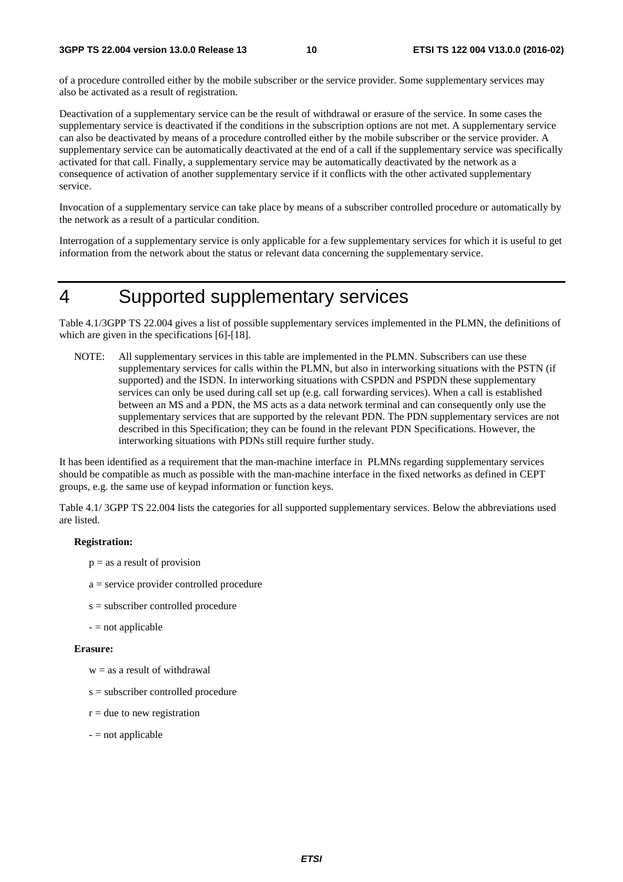of a procedure controlled either by the mobile subscriber or the service provider. Some supplementary services may also be activated as a result of registration.

Deactivation of a supplementary service can be the result of withdrawal or erasure of the service. In some cases the supplementary service is deactivated if the conditions in the subscription options are not met. A supplementary service can also be deactivated by means of a procedure controlled either by the mobile subscriber or the service provider. A supplementary service can be automatically deactivated at the end of a call if the supplementary service was specifically activated for that call. Finally, a supplementary service may be automatically deactivated by the network as a consequence of activation of another supplementary service if it conflicts with the other activated supplementary service.

Invocation of a supplementary service can take place by means of a subscriber controlled procedure or automatically by the network as a result of a particular condition.

Interrogation of a supplementary service is only applicable for a few supplementary services for which it is useful to get information from the network about the status or relevant data concerning the supplementary service.

# 4 Supported supplementary services

Table 4.1/3GPP TS 22.004 gives a list of possible supplementary services implemented in the PLMN, the definitions of which are given in the specifications [6]-[18].

NOTE: All supplementary services in this table are implemented in the PLMN. Subscribers can use these supplementary services for calls within the PLMN, but also in interworking situations with the PSTN (if supported) and the ISDN. In interworking situations with CSPDN and PSPDN these supplementary services can only be used during call set up (e.g. call forwarding services). When a call is established between an MS and a PDN, the MS acts as a data network terminal and can consequently only use the supplementary services that are supported by the relevant PDN. The PDN supplementary services are not described in this Specification; they can be found in the relevant PDN Specifications. However, the interworking situations with PDNs still require further study.

It has been identified as a requirement that the man-machine interface in PLMNs regarding supplementary services should be compatible as much as possible with the man-machine interface in the fixed networks as defined in CEPT groups, e.g. the same use of keypad information or function keys.

Table 4.1/ 3GPP TS 22.004 lists the categories for all supported supplementary services. Below the abbreviations used are listed.

**Registration:**

p = as a result of provision

a = service provider controlled procedure

s = subscriber controlled procedure

- = not applicable

**Erasure:**

w = as a result of withdrawal

s = subscriber controlled procedure

r = due to new registration

- = not applicable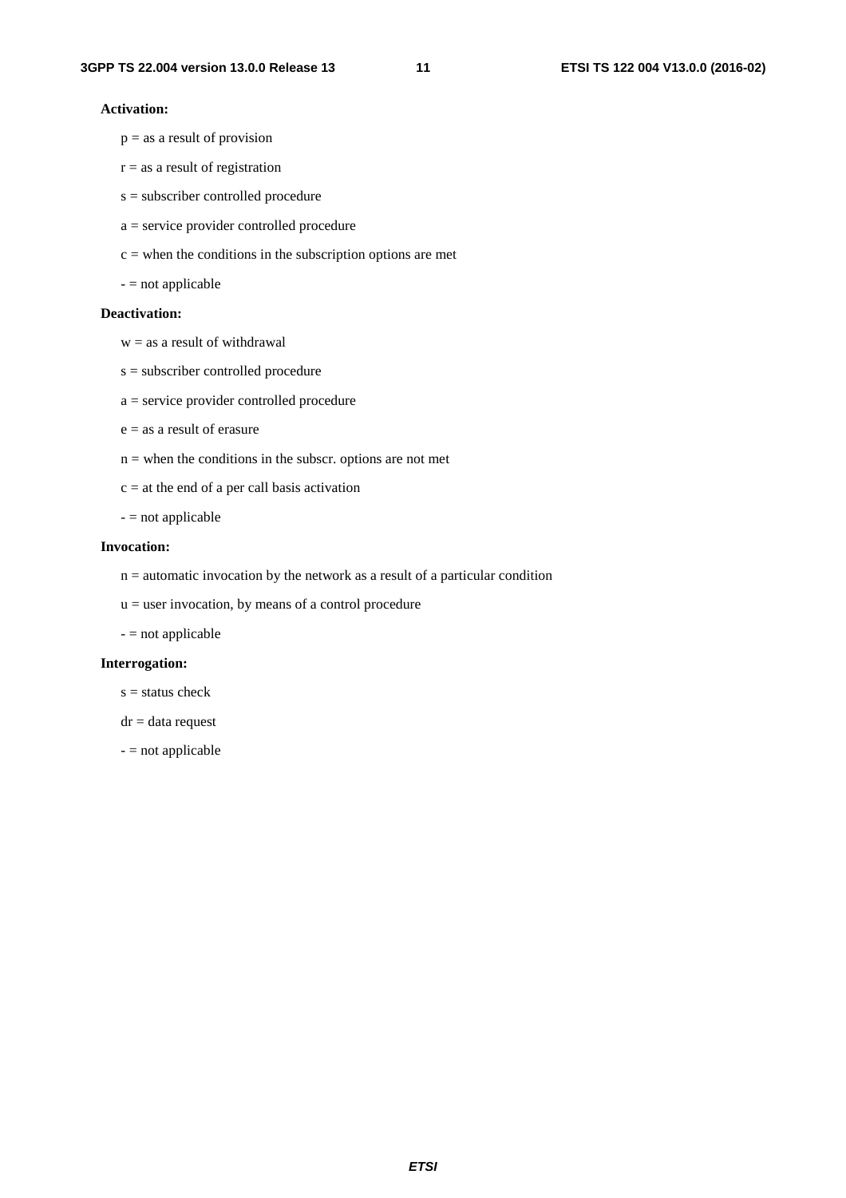**Activation:**

p = as a result of provision

r = as a result of registration

s = subscriber controlled procedure

a = service provider controlled procedure

c = when the conditions in the subscription options are met

- = not applicable

**Deactivation:**

w = as a result of withdrawal

s = subscriber controlled procedure

a = service provider controlled procedure

e = as a result of erasure

n = when the conditions in the subscr. options are not met

c = at the end of a per call basis activation

- = not applicable

**Invocation:**

n = automatic invocation by the network as a result of a particular condition

u = user invocation, by means of a control procedure

- = not applicable

**Interrogation:**

s = status check

dr = data request

- = not applicable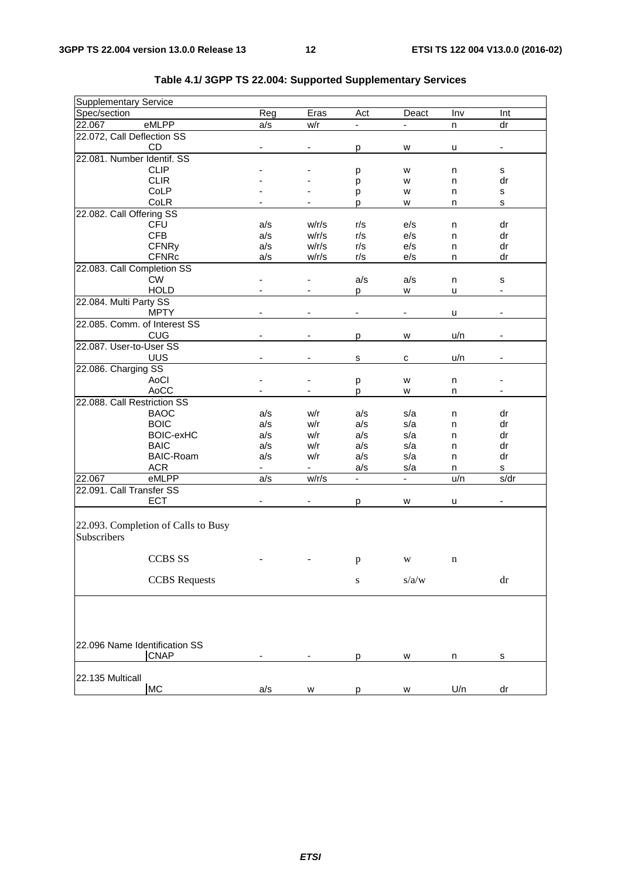**Table 4.1/ 3GPP TS 22.004: Supported Supplementary Services**

| Supplementary Service | | | | | | | |
|---|---|---|---|---|---|---|---|
| Spec/section | | Reg | Eras | Act | Deact | Inv | Int |
| 22.067 | eMLPP | a/s | w/r | - | - | n | dr |
| 22.072, Call Deflection SS | | | | | | | |
| | CD | - | - | p | w | u | - |
| 22.081. Number Identif. SS | | | | | | | |
| | CLIP | - | - | p | w | n | s |
| | CLIR | - | - | p | w | n | dr |
| | CoLP | - | - | p | w | n | s |
| | CoLR | - | - | p | w | n | s |
| 22.082. Call Offering SS | | | | | | | |
| | CFU | a/s | w/r/s | r/s | e/s | n | dr |
| | CFB | a/s | w/r/s | r/s | e/s | n | dr |
| | CFNRy | a/s | w/r/s | r/s | e/s | n | dr |
| | CFNRc | a/s | w/r/s | r/s | e/s | n | dr |
| 22.083. Call Completion SS | | | | | | | |
| | CW | - | - | a/s | a/s | n | s |
| | HOLD | - | - | p | w | u | - |
| 22.084. Multi Party SS | | | | | | | |
| | MPTY | - | - | - | - | u | - |
| 22.085. Comm. of Interest SS | | | | | | | |
| | CUG | - | - | p | w | u/n | - |
| 22.087. User-to-User SS | | | | | | | |
| | UUS | - | - | s | c | u/n | - |
| 22.086. Charging SS | | | | | | | |
| | AoCI | - | - | p | w | n | - |
| | AoCC | - | - | p | w | n | - |
| 22.088. Call Restriction SS | | | | | | | |
| | BAOC | a/s | w/r | a/s | s/a | n | dr |
| | BOIC | a/s | w/r | a/s | s/a | n | dr |
| | BOIC-exHC | a/s | w/r | a/s | s/a | n | dr |
| | BAIC | a/s | w/r | a/s | s/a | n | dr |
| | BAIC-Roam | a/s | w/r | a/s | s/a | n | dr |
| | ACR | - | - | a/s | s/a | n | s |
| 22.067 | eMLPP | a/s | w/r/s | - | - | u/n | s/dr |
| 22.091. Call Transfer SS | | | | | | | |
| | ECT | - | - | p | w | u | - |
| 22.093. Completion of Calls to Busy Subscribers | | | | | | | |
| | CCBS SS | - | - | p | w | n | |
| | CCBS Requests | | | s | s/a/w | | dr |
| 22.096 Name Identification SS | | | | | | | |
| | CNAP | - | - | p | w | n | s |
| 22.135 Multicall | | | | | | | |
| | MC | a/s | w | p | w | U/n | dr |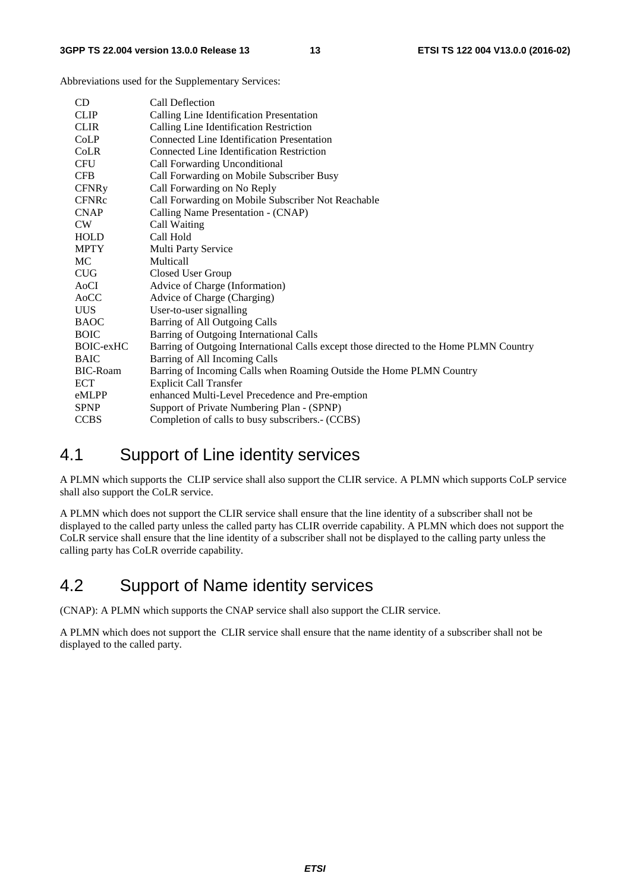Abbreviations used for the Supplementary Services:

| | |
|---|---|
| CD | Call Deflection |
| CLIP | Calling Line Identification Presentation |
| CLIR | Calling Line Identification Restriction |
| CoLP | Connected Line Identification Presentation |
| CoLR | Connected Line Identification Restriction |
| CFU | Call Forwarding Unconditional |
| CFB | Call Forwarding on Mobile Subscriber Busy |
| CFNRy | Call Forwarding on No Reply |
| CFNRc | Call Forwarding on Mobile Subscriber Not Reachable |
| CNAP | Calling Name Presentation - (CNAP) |
| CW | Call Waiting |
| HOLD | Call Hold |
| MPTY | Multi Party Service |
| MC | Multicall |
| CUG | Closed User Group |
| AoCI | Advice of Charge (Information) |
| AoCC | Advice of Charge (Charging) |
| UUS | User-to-user signalling |
| BAOC | Barring of All Outgoing Calls |
| BOIC | Barring of Outgoing International Calls |
| BOIC-exHC | Barring of Outgoing International Calls except those directed to the Home PLMN Country |
| BAIC | Barring of All Incoming Calls |
| BIC-Roam | Barring of Incoming Calls when Roaming Outside the Home PLMN Country |
| ECT | Explicit Call Transfer |
| eMLPP | enhanced Multi-Level Precedence and Pre-emption |
| SPNP | Support of Private Numbering Plan - (SPNP) |
| CCBS | Completion of calls to busy subscribers.- (CCBS) |

## 4.1 Support of Line identity services

A PLMN which supports the CLIP service shall also support the CLIR service. A PLMN which supports CoLP service shall also support the CoLR service.

A PLMN which does not support the CLIR service shall ensure that the line identity of a subscriber shall not be displayed to the called party unless the called party has CLIR override capability. A PLMN which does not support the CoLR service shall ensure that the line identity of a subscriber shall not be displayed to the calling party unless the calling party has CoLR override capability.

## 4.2 Support of Name identity services

(CNAP): A PLMN which supports the CNAP service shall also support the CLIR service.

A PLMN which does not support the CLIR service shall ensure that the name identity of a subscriber shall not be displayed to the called party.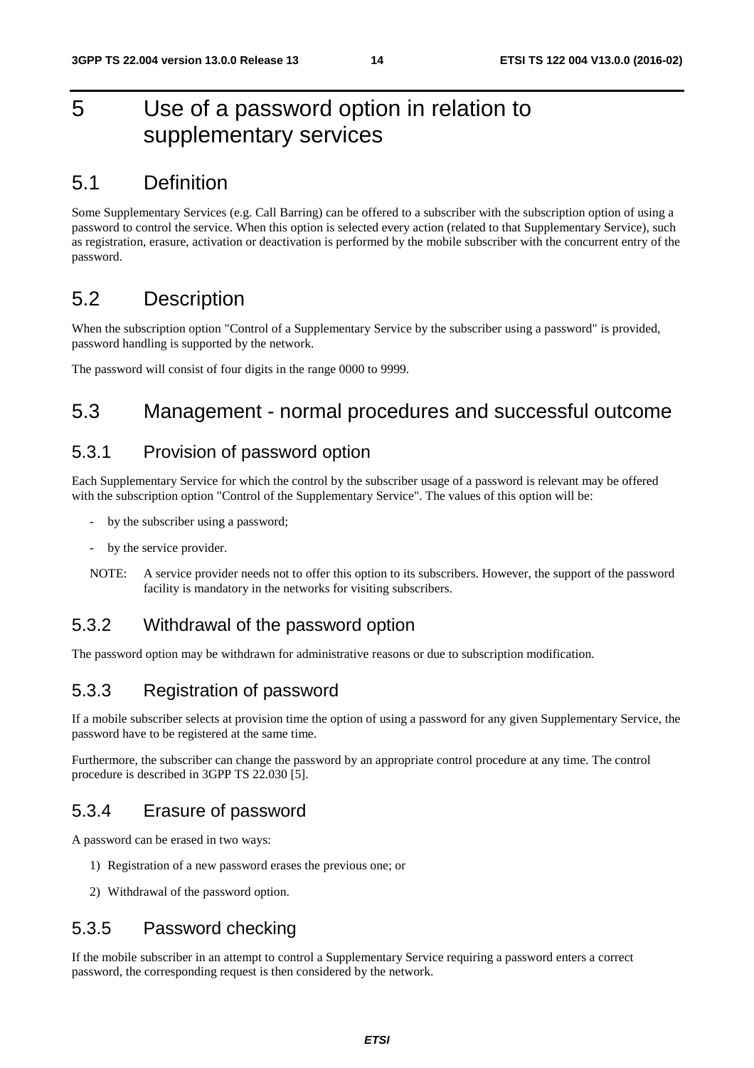# 5 Use of a password option in relation to supplementary services

## 5.1 Definition

Some Supplementary Services (e.g. Call Barring) can be offered to a subscriber with the subscription option of using a password to control the service. When this option is selected every action (related to that Supplementary Service), such as registration, erasure, activation or deactivation is performed by the mobile subscriber with the concurrent entry of the password.

## 5.2 Description

When the subscription option "Control of a Supplementary Service by the subscriber using a password" is provided, password handling is supported by the network.

The password will consist of four digits in the range 0000 to 9999.

## 5.3 Management - normal procedures and successful outcome

### 5.3.1 Provision of password option

Each Supplementary Service for which the control by the subscriber usage of a password is relevant may be offered with the subscription option "Control of the Supplementary Service". The values of this option will be:

- by the subscriber using a password;
- by the service provider.

NOTE: A service provider needs not to offer this option to its subscribers. However, the support of the password facility is mandatory in the networks for visiting subscribers.

### 5.3.2 Withdrawal of the password option

The password option may be withdrawn for administrative reasons or due to subscription modification.

### 5.3.3 Registration of password

If a mobile subscriber selects at provision time the option of using a password for any given Supplementary Service, the password have to be registered at the same time.

Furthermore, the subscriber can change the password by an appropriate control procedure at any time. The control procedure is described in 3GPP TS 22.030 [5].

### 5.3.4 Erasure of password

A password can be erased in two ways:

1) Registration of a new password erases the previous one; or
2) Withdrawal of the password option.

### 5.3.5 Password checking

If the mobile subscriber in an attempt to control a Supplementary Service requiring a password enters a correct password, the corresponding request is then considered by the network.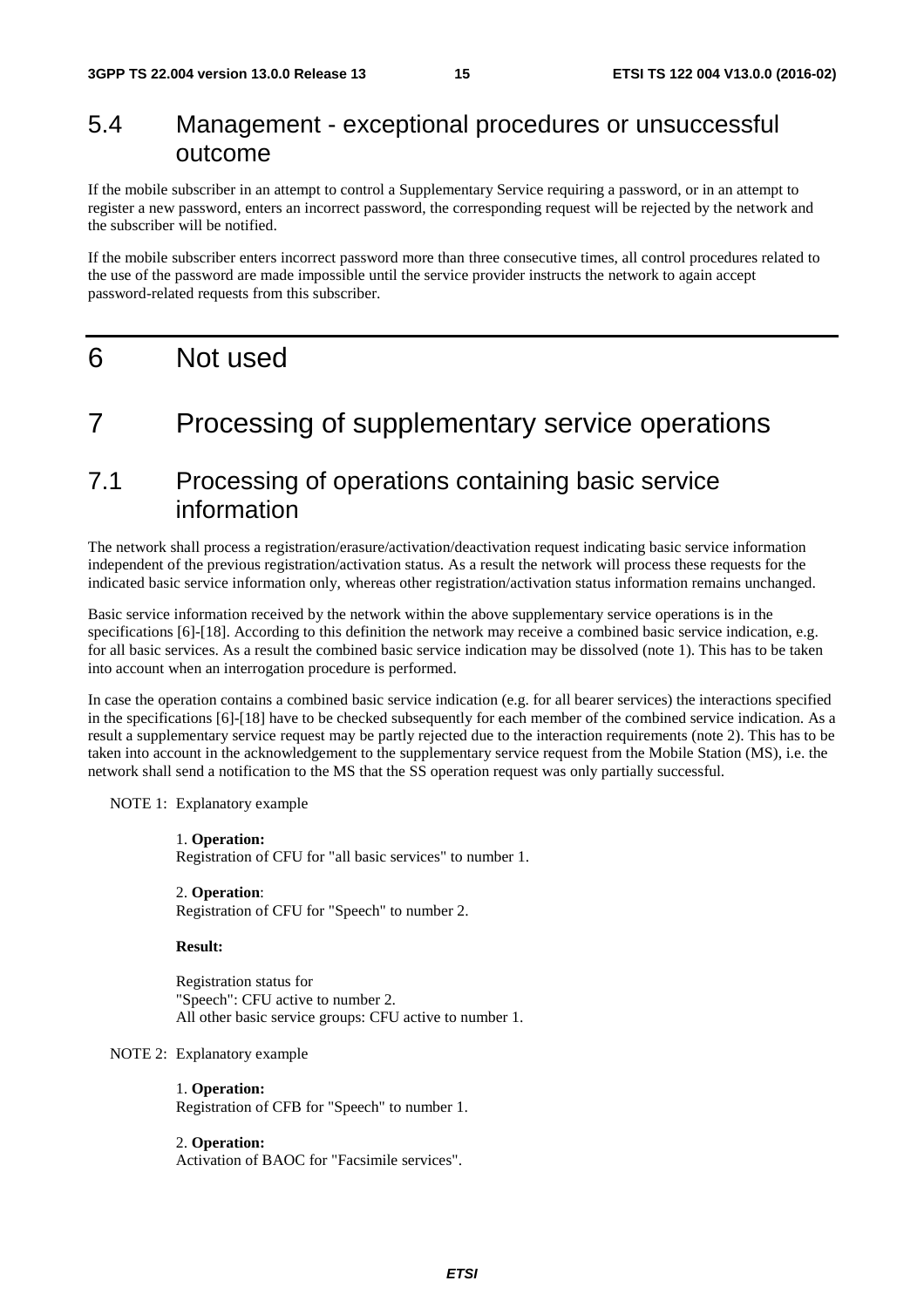## 5.4 Management - exceptional procedures or unsuccessful outcome

If the mobile subscriber in an attempt to control a Supplementary Service requiring a password, or in an attempt to register a new password, enters an incorrect password, the corresponding request will be rejected by the network and the subscriber will be notified.

If the mobile subscriber enters incorrect password more than three consecutive times, all control procedures related to the use of the password are made impossible until the service provider instructs the network to again accept password-related requests from this subscriber.

# 6 Not used

# 7 Processing of supplementary service operations

## 7.1 Processing of operations containing basic service information

The network shall process a registration/erasure/activation/deactivation request indicating basic service information independent of the previous registration/activation status. As a result the network will process these requests for the indicated basic service information only, whereas other registration/activation status information remains unchanged.

Basic service information received by the network within the above supplementary service operations is in the specifications [6]-[18]. According to this definition the network may receive a combined basic service indication, e.g. for all basic services. As a result the combined basic service indication may be dissolved (note 1). This has to be taken into account when an interrogation procedure is performed.

In case the operation contains a combined basic service indication (e.g. for all bearer services) the interactions specified in the specifications [6]-[18] have to be checked subsequently for each member of the combined service indication. As a result a supplementary service request may be partly rejected due to the interaction requirements (note 2). This has to be taken into account in the acknowledgement to the supplementary service request from the Mobile Station (MS), i.e. the network shall send a notification to the MS that the SS operation request was only partially successful.

NOTE 1: Explanatory example

1. **Operation:**
Registration of CFU for "all basic services" to number 1.

2. **Operation**:
Registration of CFU for "Speech" to number 2.

**Result:**

Registration status for
"Speech": CFU active to number 2.
All other basic service groups: CFU active to number 1.

NOTE 2: Explanatory example

1. **Operation:**
Registration of CFB for "Speech" to number 1.

2. **Operation:**
Activation of BAOC for "Facsimile services".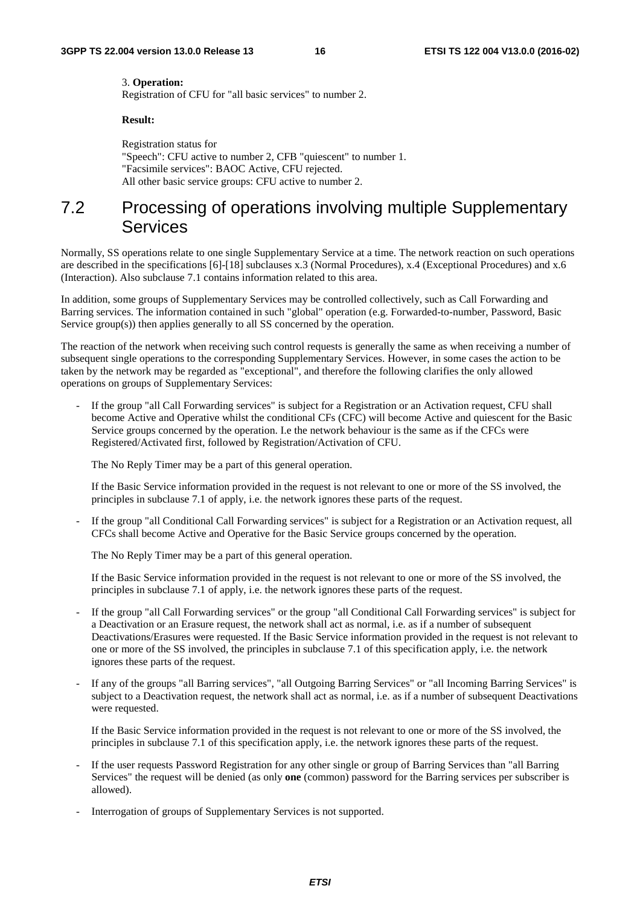3. **Operation:**
Registration of CFU for "all basic services" to number 2.

**Result:**

Registration status for
"Speech": CFU active to number 2, CFB "quiescent" to number 1.
"Facsimile services": BAOC Active, CFU rejected.
All other basic service groups: CFU active to number 2.

## 7.2 Processing of operations involving multiple Supplementary Services

Normally, SS operations relate to one single Supplementary Service at a time. The network reaction on such operations are described in the specifications [6]-[18] subclauses x.3 (Normal Procedures), x.4 (Exceptional Procedures) and x.6 (Interaction). Also subclause 7.1 contains information related to this area.

In addition, some groups of Supplementary Services may be controlled collectively, such as Call Forwarding and Barring services. The information contained in such "global" operation (e.g. Forwarded-to-number, Password, Basic Service group(s)) then applies generally to all SS concerned by the operation.

The reaction of the network when receiving such control requests is generally the same as when receiving a number of subsequent single operations to the corresponding Supplementary Services. However, in some cases the action to be taken by the network may be regarded as "exceptional", and therefore the following clarifies the only allowed operations on groups of Supplementary Services:

- If the group "all Call Forwarding services" is subject for a Registration or an Activation request, CFU shall become Active and Operative whilst the conditional CFs (CFC) will become Active and quiescent for the Basic Service groups concerned by the operation. I.e the network behaviour is the same as if the CFCs were Registered/Activated first, followed by Registration/Activation of CFU.

  The No Reply Timer may be a part of this general operation.

  If the Basic Service information provided in the request is not relevant to one or more of the SS involved, the principles in subclause 7.1 of apply, i.e. the network ignores these parts of the request.

- If the group "all Conditional Call Forwarding services" is subject for a Registration or an Activation request, all CFCs shall become Active and Operative for the Basic Service groups concerned by the operation.

  The No Reply Timer may be a part of this general operation.

  If the Basic Service information provided in the request is not relevant to one or more of the SS involved, the principles in subclause 7.1 of apply, i.e. the network ignores these parts of the request.

- If the group "all Call Forwarding services" or the group "all Conditional Call Forwarding services" is subject for a Deactivation or an Erasure request, the network shall act as normal, i.e. as if a number of subsequent Deactivations/Erasures were requested. If the Basic Service information provided in the request is not relevant to one or more of the SS involved, the principles in subclause 7.1 of this specification apply, i.e. the network ignores these parts of the request.

- If any of the groups "all Barring services", "all Outgoing Barring Services" or "all Incoming Barring Services" is subject to a Deactivation request, the network shall act as normal, i.e. as if a number of subsequent Deactivations were requested.

  If the Basic Service information provided in the request is not relevant to one or more of the SS involved, the principles in subclause 7.1 of this specification apply, i.e. the network ignores these parts of the request.

- If the user requests Password Registration for any other single or group of Barring Services than "all Barring Services" the request will be denied (as only **one** (common) password for the Barring services per subscriber is allowed).

- Interrogation of groups of Supplementary Services is not supported.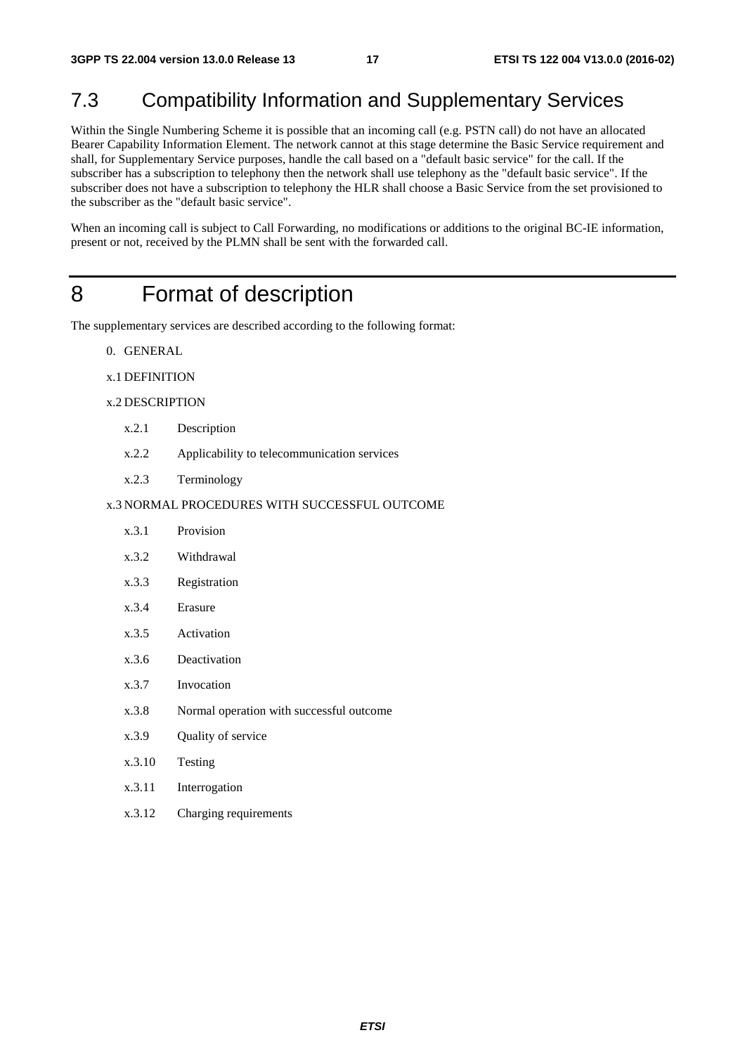## 7.3 Compatibility Information and Supplementary Services

Within the Single Numbering Scheme it is possible that an incoming call (e.g. PSTN call) do not have an allocated Bearer Capability Information Element. The network cannot at this stage determine the Basic Service requirement and shall, for Supplementary Service purposes, handle the call based on a "default basic service" for the call. If the subscriber has a subscription to telephony then the network shall use telephony as the "default basic service". If the subscriber does not have a subscription to telephony the HLR shall choose a Basic Service from the set provisioned to the subscriber as the "default basic service".

When an incoming call is subject to Call Forwarding, no modifications or additions to the original BC-IE information, present or not, received by the PLMN shall be sent with the forwarded call.

# 8 Format of description

The supplementary services are described according to the following format:

0. GENERAL

x.1 DEFINITION

x.2 DESCRIPTION

- x.2.1 Description
- x.2.2 Applicability to telecommunication services
- x.2.3 Terminology

x.3 NORMAL PROCEDURES WITH SUCCESSFUL OUTCOME

- x.3.1 Provision
- x.3.2 Withdrawal
- x.3.3 Registration
- x.3.4 Erasure
- x.3.5 Activation
- x.3.6 Deactivation
- x.3.7 Invocation
- x.3.8 Normal operation with successful outcome
- x.3.9 Quality of service
- x.3.10 Testing
- x.3.11 Interrogation
- x.3.12 Charging requirements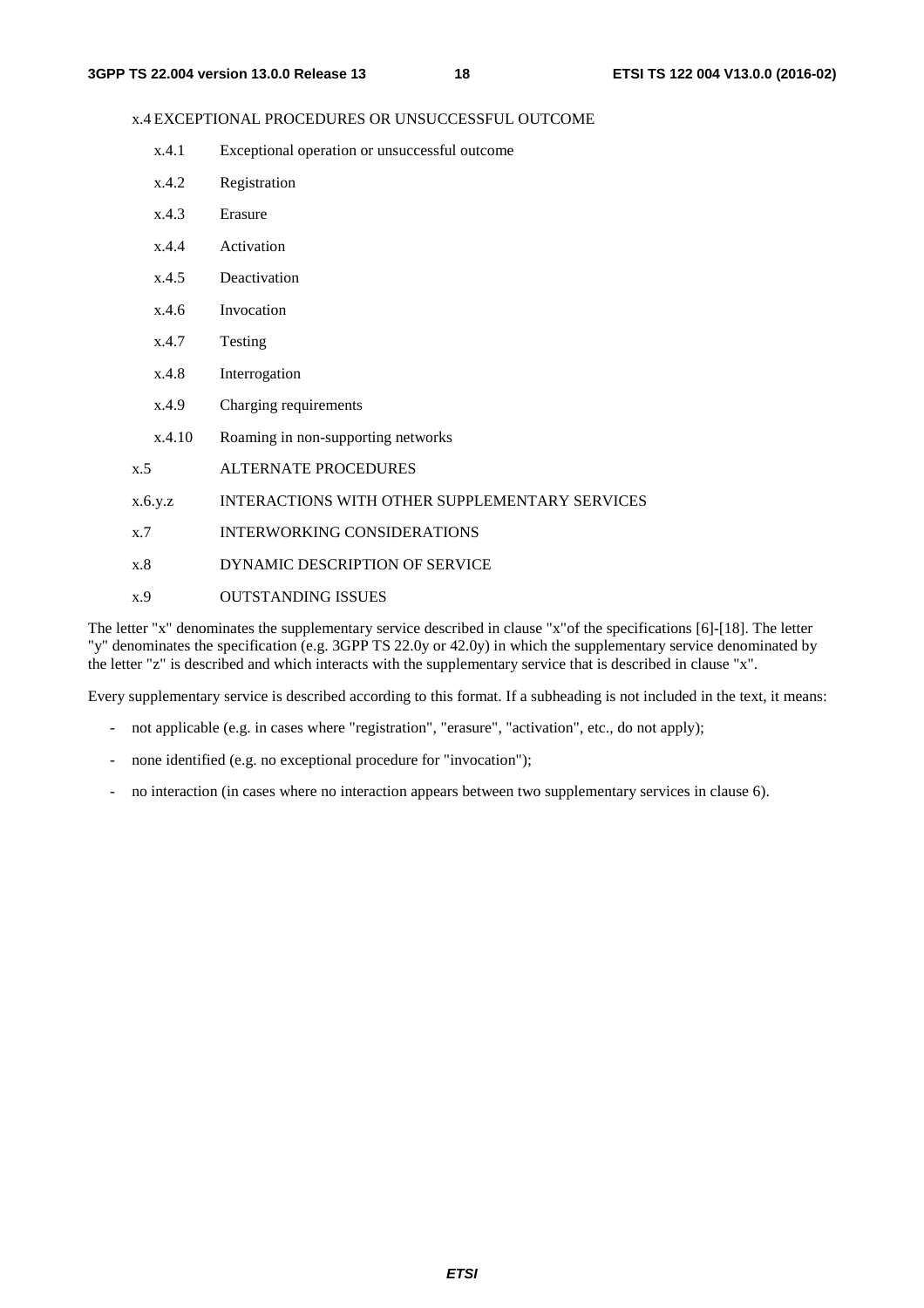x.4 EXCEPTIONAL PROCEDURES OR UNSUCCESSFUL OUTCOME

- x.4.1 Exceptional operation or unsuccessful outcome
- x.4.2 Registration
- x.4.3 Erasure
- x.4.4 Activation
- x.4.5 Deactivation
- x.4.6 Invocation
- x.4.7 Testing
- x.4.8 Interrogation
- x.4.9 Charging requirements
- x.4.10 Roaming in non-supporting networks

x.5 ALTERNATE PROCEDURES

x.6.y.z INTERACTIONS WITH OTHER SUPPLEMENTARY SERVICES

x.7 INTERWORKING CONSIDERATIONS

x.8 DYNAMIC DESCRIPTION OF SERVICE

x.9 OUTSTANDING ISSUES

The letter "x" denominates the supplementary service described in clause "x"of the specifications [6]-[18]. The letter "y" denominates the specification (e.g. 3GPP TS 22.0y or 42.0y) in which the supplementary service denominated by the letter "z" is described and which interacts with the supplementary service that is described in clause "x".

Every supplementary service is described according to this format. If a subheading is not included in the text, it means:

- not applicable (e.g. in cases where "registration", "erasure", "activation", etc., do not apply);
- none identified (e.g. no exceptional procedure for "invocation");
- no interaction (in cases where no interaction appears between two supplementary services in clause 6).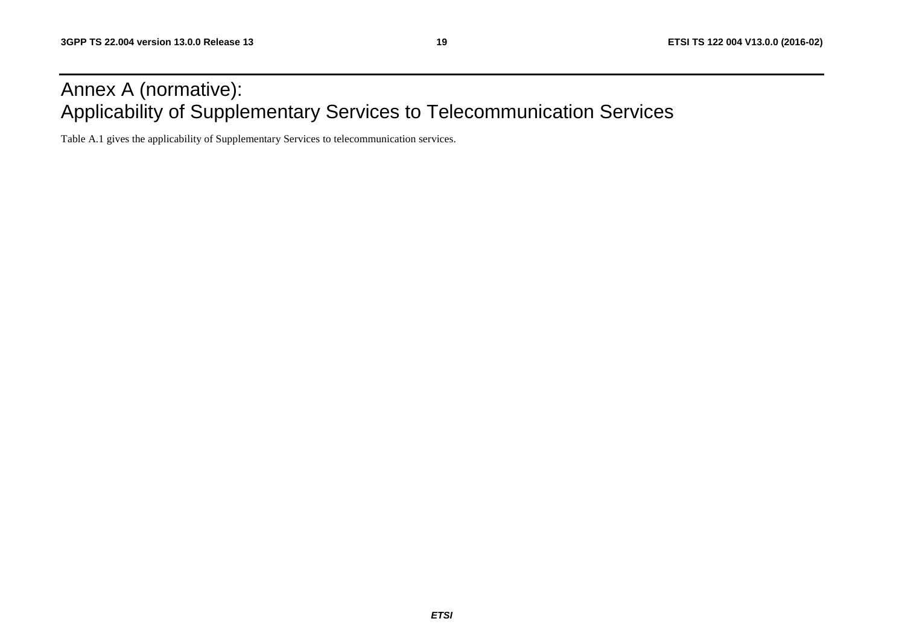# Annex A (normative): Applicability of Supplementary Services to Telecommunication Services

Table A.1 gives the applicability of Supplementary Services to telecommunication services.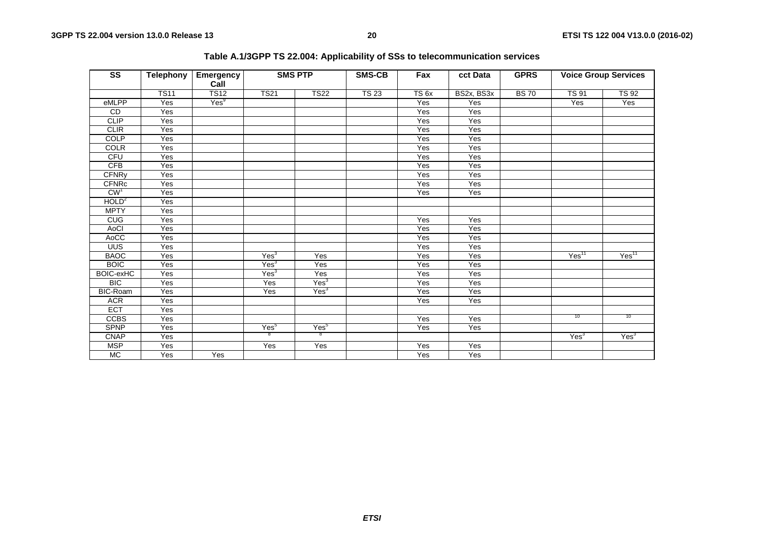**Table A.1/3GPP TS 22.004: Applicability of SSs to telecommunication services**

| SS | Telephony | Emergency Call | SMS PTP | | SMS-CB | Fax | cct Data | GPRS | Voice Group Services | |
|---|---|---|---|---|---|---|---|---|---|---|
| | TS11 | TS12 | TS21 | TS22 | TS 23 | TS 6x | BS2x, BS3x | BS 70 | TS 91 | TS 92 |
| eMLPP | Yes | Yes[9] | | | | Yes | Yes | | Yes | Yes |
| CD | Yes | | | | | Yes | Yes | | | |
| CLIP | Yes | | | | | Yes | Yes | | | |
| CLIR | Yes | | | | | Yes | Yes | | | |
| COLP | Yes | | | | | Yes | Yes | | | |
| COLR | Yes | | | | | Yes | Yes | | | |
| CFU | Yes | | | | | Yes | Yes | | | |
| CFB | Yes | | | | | Yes | Yes | | | |
| CFNRy | Yes | | | | | Yes | Yes | | | |
| CFNRc | Yes | | | | | Yes | Yes | | | |
| CW[1] | Yes | | | | | Yes | Yes | | | |
| HOLD[2] | Yes | | | | | | | | | |
| MPTY | Yes | | | | | | | | | |
| CUG | Yes | | | | | Yes | Yes | | | |
| AoCI | Yes | | | | | Yes | Yes | | | |
| AoCC | Yes | | | | | Yes | Yes | | | |
| UUS | Yes | | | | | Yes | Yes | | | |
| BAOC | Yes | | Yes[3] | Yes | | Yes | Yes | | Yes[11] | Yes[11] |
| BOIC | Yes | | Yes[3] | Yes | | Yes | Yes | | | |
| BOIC-exHC | Yes | | Yes[3] | Yes | | Yes | Yes | | | |
| BIC | Yes | | Yes | Yes[3] | | Yes | Yes | | | |
| BIC-Roam | Yes | | Yes | Yes[3] | | Yes | Yes | | | |
| ACR | Yes | | | | | Yes | Yes | | | |
| ECT | Yes | | | | | | | | | |
| CCBS | Yes | | | | | Yes | Yes | | [10] | [10] |
| SPNP | Yes | | Yes[5] | Yes[5] | | Yes | Yes | | | |
| CNAP | Yes | | [8] | [8] | | | | | Yes[3] | Yes[3] |
| MSP | Yes | | Yes | Yes | | Yes | Yes | | | |
| MC | Yes | Yes | | | | Yes | Yes | | | |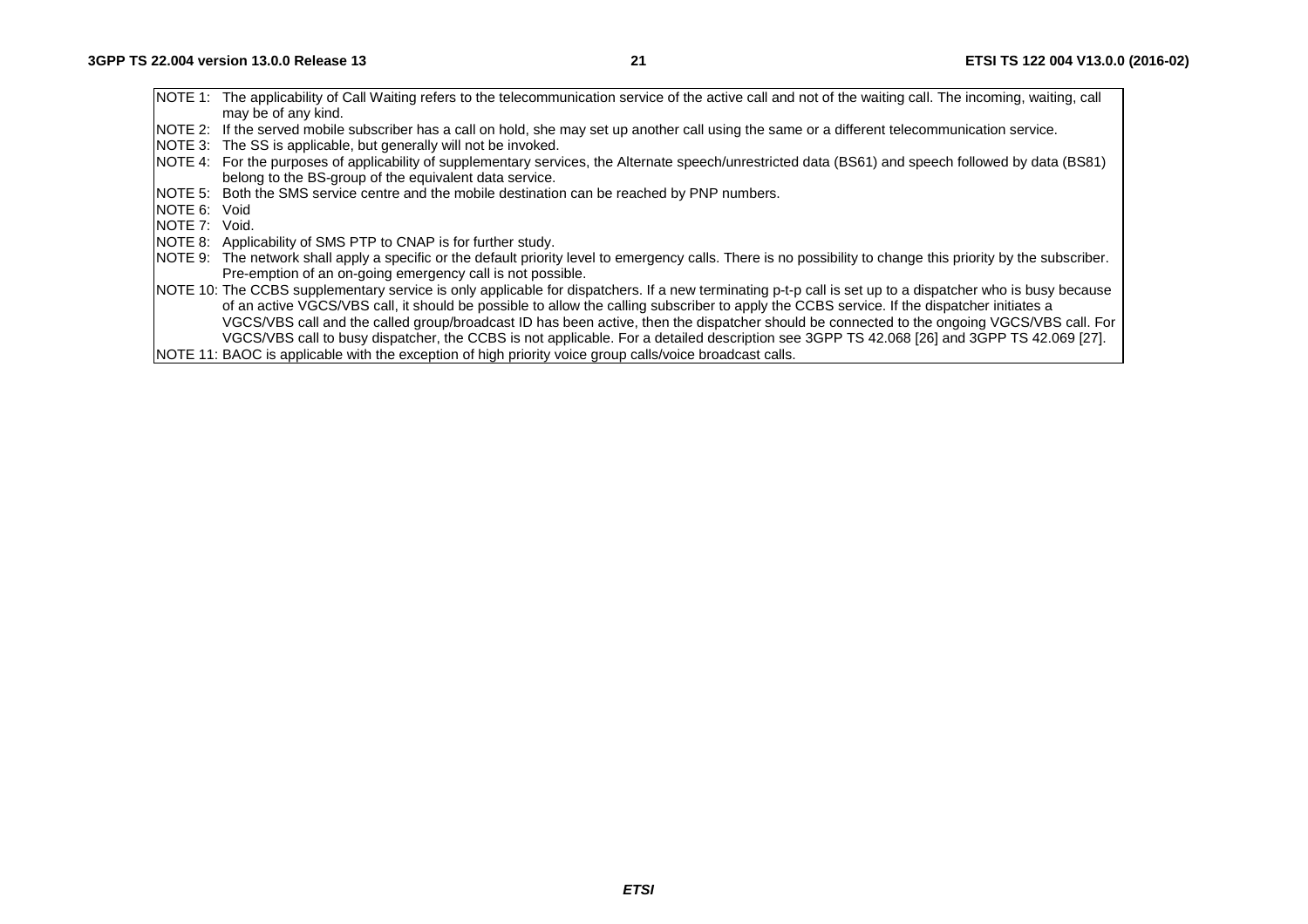NOTE 1: The applicability of Call Waiting refers to the telecommunication service of the active call and not of the waiting call. The incoming, waiting, call may be of any kind.

NOTE 2: If the served mobile subscriber has a call on hold, she may set up another call using the same or a different telecommunication service.

NOTE 3: The SS is applicable, but generally will not be invoked.

NOTE 4: For the purposes of applicability of supplementary services, the Alternate speech/unrestricted data (BS61) and speech followed by data (BS81) belong to the BS-group of the equivalent data service.

NOTE 5: Both the SMS service centre and the mobile destination can be reached by PNP numbers.

NOTE 6: Void

NOTE 7: Void.

NOTE 8: Applicability of SMS PTP to CNAP is for further study.

NOTE 9: The network shall apply a specific or the default priority level to emergency calls. There is no possibility to change this priority by the subscriber. Pre-emption of an on-going emergency call is not possible.

NOTE 10: The CCBS supplementary service is only applicable for dispatchers. If a new terminating p-t-p call is set up to a dispatcher who is busy because of an active VGCS/VBS call, it should be possible to allow the calling subscriber to apply the CCBS service. If the dispatcher initiates a VGCS/VBS call and the called group/broadcast ID has been active, then the dispatcher should be connected to the ongoing VGCS/VBS call. For VGCS/VBS call to busy dispatcher, the CCBS is not applicable. For a detailed description see 3GPP TS 42.068 [26] and 3GPP TS 42.069 [27].

NOTE 11: BAOC is applicable with the exception of high priority voice group calls/voice broadcast calls.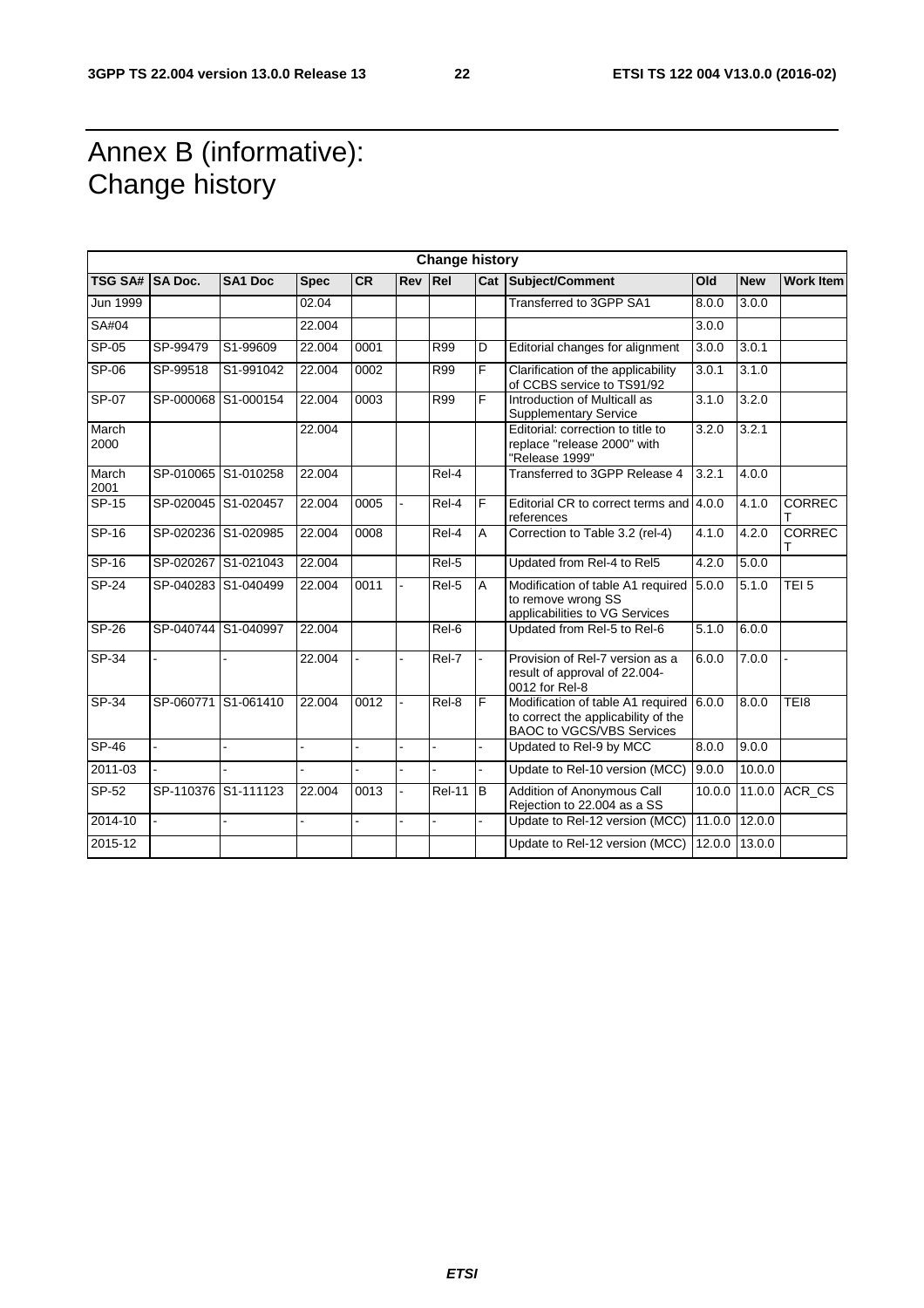# Annex B (informative): Change history

| Change history | | | | | | | | | | | |
|---|---|---|---|---|---|---|---|---|---|---|---|
| **TSG SA#** | **SA Doc.** | **SA1 Doc** | **Spec** | **CR** | **Rev** | **Rel** | **Cat** | **Subject/Comment** | **Old** | **New** | **Work Item** |
| Jun 1999 | | | 02.04 | | | | | Transferred to 3GPP SA1 | 8.0.0 | 3.0.0 | |
| SA#04 | | | 22.004 | | | | | | 3.0.0 | | |
| SP-05 | SP-99479 | S1-99609 | 22.004 | 0001 | | R99 | D | Editorial changes for alignment | 3.0.0 | 3.0.1 | |
| SP-06 | SP-99518 | S1-991042 | 22.004 | 0002 | | R99 | F | Clarification of the applicability of CCBS service to TS91/92 | 3.0.1 | 3.1.0 | |
| SP-07 | SP-000068 | S1-000154 | 22.004 | 0003 | | R99 | F | Introduction of Multicall as Supplementary Service | 3.1.0 | 3.2.0 | |
| March 2000 | | | 22.004 | | | | | Editorial: correction to title to replace "release 2000" with "Release 1999" | 3.2.0 | 3.2.1 | |
| March 2001 | SP-010065 | S1-010258 | 22.004 | | | Rel-4 | | Transferred to 3GPP Release 4 | 3.2.1 | 4.0.0 | |
| SP-15 | SP-020045 | S1-020457 | 22.004 | 0005 | - | Rel-4 | F | Editorial CR to correct terms and references | 4.0.0 | 4.1.0 | CORRECT |
| SP-16 | SP-020236 | S1-020985 | 22.004 | 0008 | | Rel-4 | A | Correction to Table 3.2 (rel-4) | 4.1.0 | 4.2.0 | CORRECT |
| SP-16 | SP-020267 | S1-021043 | 22.004 | | | Rel-5 | | Updated from Rel-4 to Rel5 | 4.2.0 | 5.0.0 | |
| SP-24 | SP-040283 | S1-040499 | 22.004 | 0011 | - | Rel-5 | A | Modification of table A1 required to remove wrong SS applicabilities to VG Services | 5.0.0 | 5.1.0 | TEI 5 |
| SP-26 | SP-040744 | S1-040997 | 22.004 | | | Rel-6 | | Updated from Rel-5 to Rel-6 | 5.1.0 | 6.0.0 | |
| SP-34 | - | - | 22.004 | - | - | Rel-7 | - | Provision of Rel-7 version as a result of approval of 22.004-0012 for Rel-8 | 6.0.0 | 7.0.0 | - |
| SP-34 | SP-060771 | S1-061410 | 22.004 | 0012 | - | Rel-8 | F | Modification of table A1 required to correct the applicability of the BAOC to VGCS/VBS Services | 6.0.0 | 8.0.0 | TEI8 |
| SP-46 | - | - | - | - | - | - | - | Updated to Rel-9 by MCC | 8.0.0 | 9.0.0 | |
| 2011-03 | - | - | - | - | - | - | - | Update to Rel-10 version (MCC) | 9.0.0 | 10.0.0 | |
| SP-52 | SP-110376 | S1-111123 | 22.004 | 0013 | - | Rel-11 | B | Addition of Anonymous Call Rejection to 22.004 as a SS | 10.0.0 | 11.0.0 | ACR_CS |
| 2014-10 | - | - | - | - | - | - | - | Update to Rel-12 version (MCC) | 11.0.0 | 12.0.0 | |
| 2015-12 | | | | | | | | Update to Rel-12 version (MCC) | 12.0.0 | 13.0.0 | |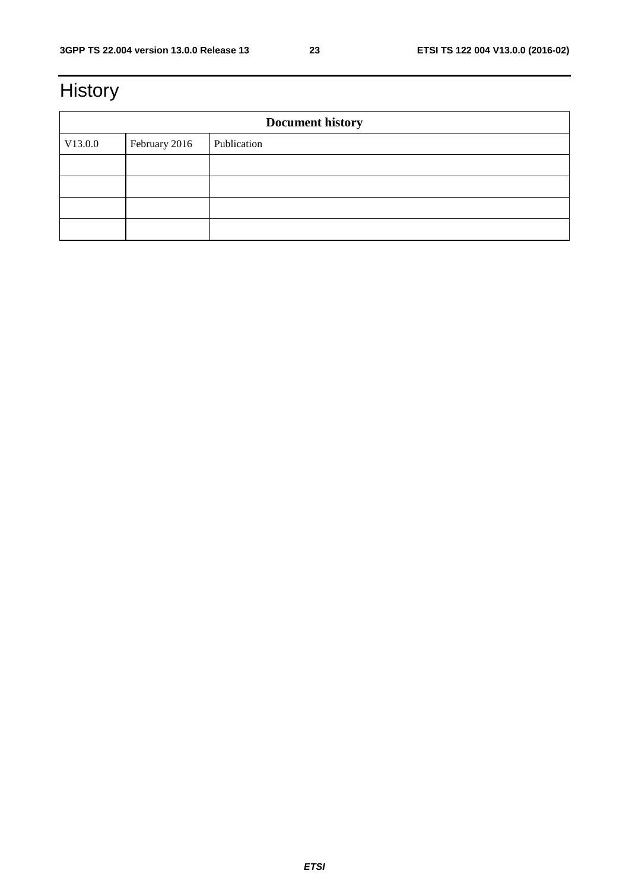# History

| Document history | | |
| --- | --- | --- |
| V13.0.0 | February 2016 | Publication |
| | | |
| | | |
| | | |
| | | |